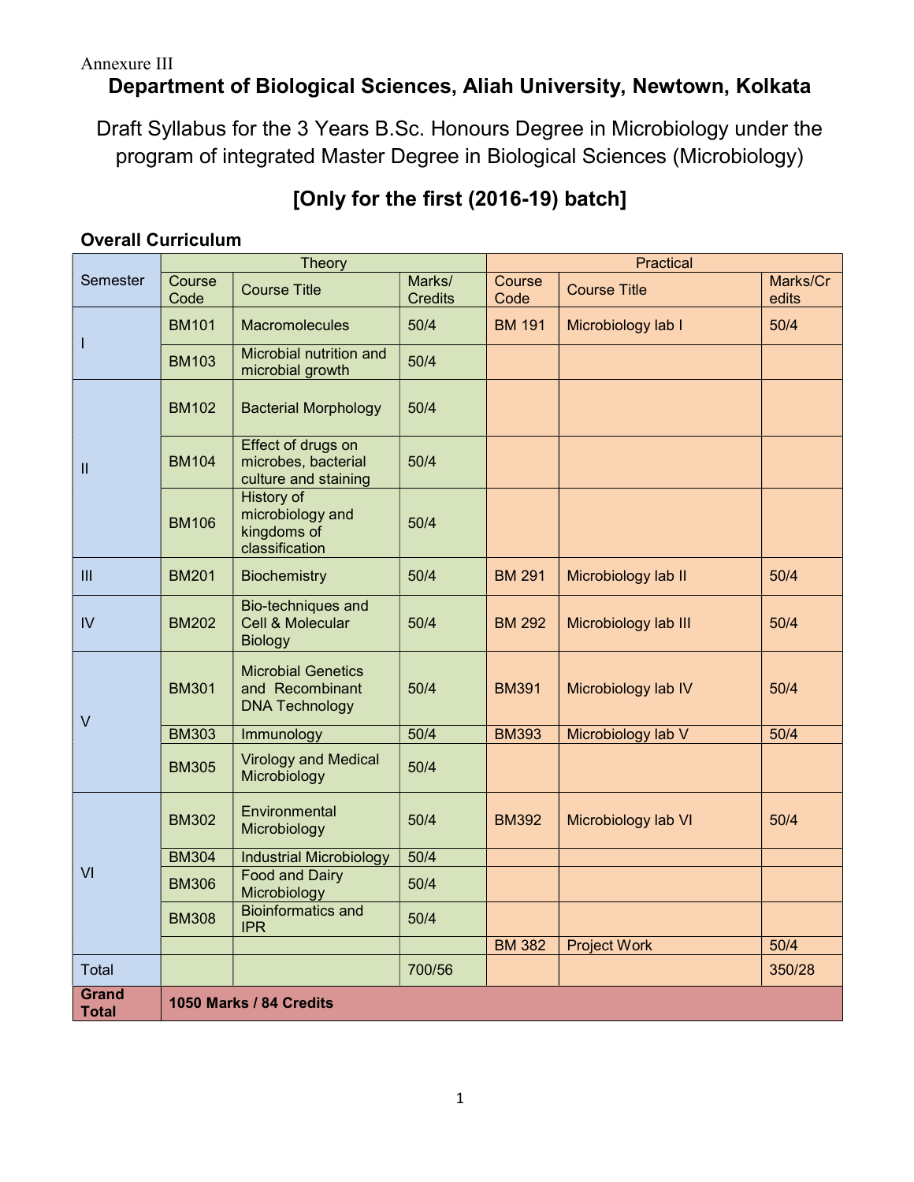Annexure III

# Department of Biological Sciences, Aliah University, Newtown, Kolkata

Draft Syllabus for the 3 Years B.Sc. Honours Degree in Microbiology under the program of integrated Master Degree in Biological Sciences (Microbiology)

## [Only for the first (2016-19) batch]

### Overall Curriculum

| Semester | Theory | | | Practical | | |
|---|---|---|---|---|---|---|
| | Course Code | Course Title | Marks/ Credits | Course Code | Course Title | Marks/Credits |
| I | BM101 | Macromolecules | 50/4 | BM 191 | Microbiology lab I | 50/4 |
| | BM103 | Microbial nutrition and microbial growth | 50/4 | | | |
| II | BM102 | Bacterial Morphology | 50/4 | | | |
| | BM104 | Effect of drugs on microbes, bacterial culture and staining | 50/4 | | | |
| | BM106 | History of microbiology and kingdoms of classification | 50/4 | | | |
| III | BM201 | Biochemistry | 50/4 | BM 291 | Microbiology lab II | 50/4 |
| IV | BM202 | Bio-techniques and Cell & Molecular Biology | 50/4 | BM 292 | Microbiology lab III | 50/4 |
| V | BM301 | Microbial Genetics and Recombinant DNA Technology | 50/4 | BM391 | Microbiology lab IV | 50/4 |
| | BM303 | Immunology | 50/4 | BM393 | Microbiology lab V | 50/4 |
| | BM305 | Virology and Medical Microbiology | 50/4 | | | |
| VI | BM302 | Environmental Microbiology | 50/4 | BM392 | Microbiology lab VI | 50/4 |
| | BM304 | Industrial Microbiology | 50/4 | | | |
| | BM306 | Food and Dairy Microbiology | 50/4 | | | |
| | BM308 | Bioinformatics and IPR | 50/4 | | | |
| | | | | BM 382 | Project Work | 50/4 |
| Total | | | 700/56 | | | 350/28 |
| **Grand Total** | **1050 Marks / 84 Credits** | | | | | |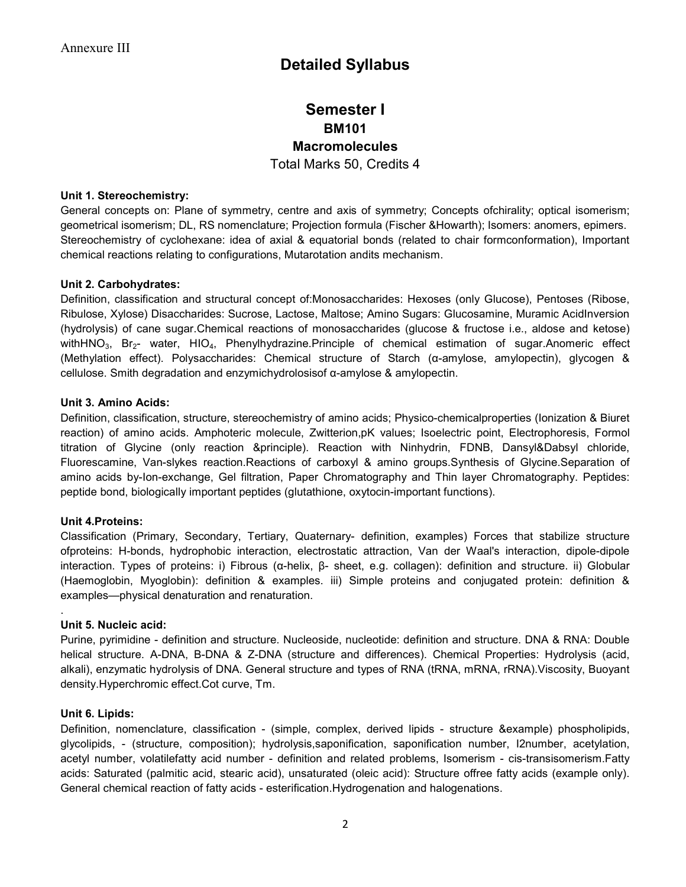Annexure III

# Detailed Syllabus

## Semester I

### BM101

### Macromolecules

Total Marks 50, Credits 4

**Unit 1. Stereochemistry:**

General concepts on: Plane of symmetry, centre and axis of symmetry; Concepts ofchirality; optical isomerism; geometrical isomerism; DL, RS nomenclature; Projection formula (Fischer &Howarth); Isomers: anomers, epimers. Stereochemistry of cyclohexane: idea of axial & equatorial bonds (related to chair formconformation), Important chemical reactions relating to configurations, Mutarotation andits mechanism.

**Unit 2. Carbohydrates:**

Definition, classification and structural concept of:Monosaccharides: Hexoses (only Glucose), Pentoses (Ribose, Ribulose, Xylose) Disaccharides: Sucrose, Lactose, Maltose; Amino Sugars: Glucosamine, Muramic AcidInversion (hydrolysis) of cane sugar.Chemical reactions of monosaccharides (glucose & fructose i.e., aldose and ketose) with$HNO_3$, $Br_2$- water, $HIO_4$, Phenylhydrazine.Principle of chemical estimation of sugar.Anomeric effect (Methylation effect). Polysaccharides: Chemical structure of Starch (α-amylose, amylopectin), glycogen & cellulose. Smith degradation and enzymichydrolosisof α-amylose & amylopectin.

**Unit 3. Amino Acids:**

Definition, classification, structure, stereochemistry of amino acids; Physico-chemicalproperties (Ionization & Biuret reaction) of amino acids. Amphoteric molecule, Zwitterion,pK values; Isoelectric point, Electrophoresis, Formol titration of Glycine (only reaction &principle). Reaction with Ninhydrin, FDNB, Dansyl&Dabsyl chloride, Fluorescamine, Van-slykes reaction.Reactions of carboxyl & amino groups.Synthesis of Glycine.Separation of amino acids by-Ion-exchange, Gel filtration, Paper Chromatography and Thin layer Chromatography. Peptides: peptide bond, biologically important peptides (glutathione, oxytocin-important functions).

**Unit 4.Proteins:**

Classification (Primary, Secondary, Tertiary, Quaternary- definition, examples) Forces that stabilize structure ofproteins: H-bonds, hydrophobic interaction, electrostatic attraction, Van der Waal's interaction, dipole-dipole interaction. Types of proteins: i) Fibrous (α-helix, β- sheet, e.g. collagen): definition and structure. ii) Globular (Haemoglobin, Myoglobin): definition & examples. iii) Simple proteins and conjugated protein: definition & examples—physical denaturation and renaturation.

.

**Unit 5. Nucleic acid:**

Purine, pyrimidine - definition and structure. Nucleoside, nucleotide: definition and structure. DNA & RNA: Double helical structure. A-DNA, B-DNA & Z-DNA (structure and differences). Chemical Properties: Hydrolysis (acid, alkali), enzymatic hydrolysis of DNA. General structure and types of RNA (tRNA, mRNA, rRNA).Viscosity, Buoyant density.Hyperchromic effect.Cot curve, Tm.

**Unit 6. Lipids:**

Definition, nomenclature, classification - (simple, complex, derived lipids - structure &example) phospholipids, glycolipids, - (structure, composition); hydrolysis,saponification, saponification number, I2number, acetylation, acetyl number, volatilefatty acid number - definition and related problems, Isomerism - cis-transisomerism.Fatty acids: Saturated (palmitic acid, stearic acid), unsaturated (oleic acid): Structure offree fatty acids (example only). General chemical reaction of fatty acids - esterification.Hydrogenation and halogenations.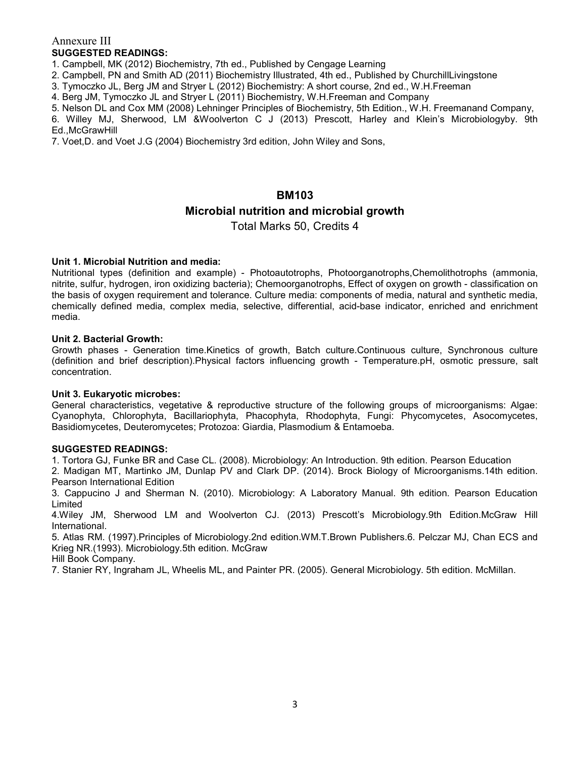Annexure III

**SUGGESTED READINGS:**

1. Campbell, MK (2012) Biochemistry, 7th ed., Published by Cengage Learning
2. Campbell, PN and Smith AD (2011) Biochemistry Illustrated, 4th ed., Published by ChurchillLivingstone
3. Tymoczko JL, Berg JM and Stryer L (2012) Biochemistry: A short course, 2nd ed., W.H.Freeman
4. Berg JM, Tymoczko JL and Stryer L (2011) Biochemistry, W.H.Freeman and Company
5. Nelson DL and Cox MM (2008) Lehninger Principles of Biochemistry, 5th Edition., W.H. Freemanand Company,
6. Willey MJ, Sherwood, LM &Woolverton C J (2013) Prescott, Harley and Klein's Microbiologyby. 9th Ed.,McGrawHill
7. Voet,D. and Voet J.G (2004) Biochemistry 3rd edition, John Wiley and Sons,

## BM103

## Microbial nutrition and microbial growth

Total Marks 50, Credits 4

**Unit 1. Microbial Nutrition and media:**

Nutritional types (definition and example) - Photoautotrophs, Photoorganotrophs,Chemolithotrophs (ammonia, nitrite, sulfur, hydrogen, iron oxidizing bacteria); Chemoorganotrophs, Effect of oxygen on growth - classification on the basis of oxygen requirement and tolerance. Culture media: components of media, natural and synthetic media, chemically defined media, complex media, selective, differential, acid-base indicator, enriched and enrichment media.

**Unit 2. Bacterial Growth:**

Growth phases - Generation time.Kinetics of growth, Batch culture.Continuous culture, Synchronous culture (definition and brief description).Physical factors influencing growth - Temperature.pH, osmotic pressure, salt concentration.

**Unit 3. Eukaryotic microbes:**

General characteristics, vegetative & reproductive structure of the following groups of microorganisms: Algae: Cyanophyta, Chlorophyta, Bacillariophyta, Phacophyta, Rhodophyta, Fungi: Phycomycetes, Asocomycetes, Basidiomycetes, Deuteromycetes; Protozoa: Giardia, Plasmodium & Entamoeba.

**SUGGESTED READINGS:**

1. Tortora GJ, Funke BR and Case CL. (2008). Microbiology: An Introduction. 9th edition. Pearson Education
2. Madigan MT, Martinko JM, Dunlap PV and Clark DP. (2014). Brock Biology of Microorganisms.14th edition. Pearson International Edition
3. Cappucino J and Sherman N. (2010). Microbiology: A Laboratory Manual. 9th edition. Pearson Education Limited
4. Wiley JM, Sherwood LM and Woolverton CJ. (2013) Prescott's Microbiology.9th Edition.McGraw Hill International.
5. Atlas RM. (1997).Principles of Microbiology.2nd edition.WM.T.Brown Publishers.6. Pelczar MJ, Chan ECS and Krieg NR.(1993). Microbiology.5th edition. McGraw Hill Book Company.
7. Stanier RY, Ingraham JL, Wheelis ML, and Painter PR. (2005). General Microbiology. 5th edition. McMillan.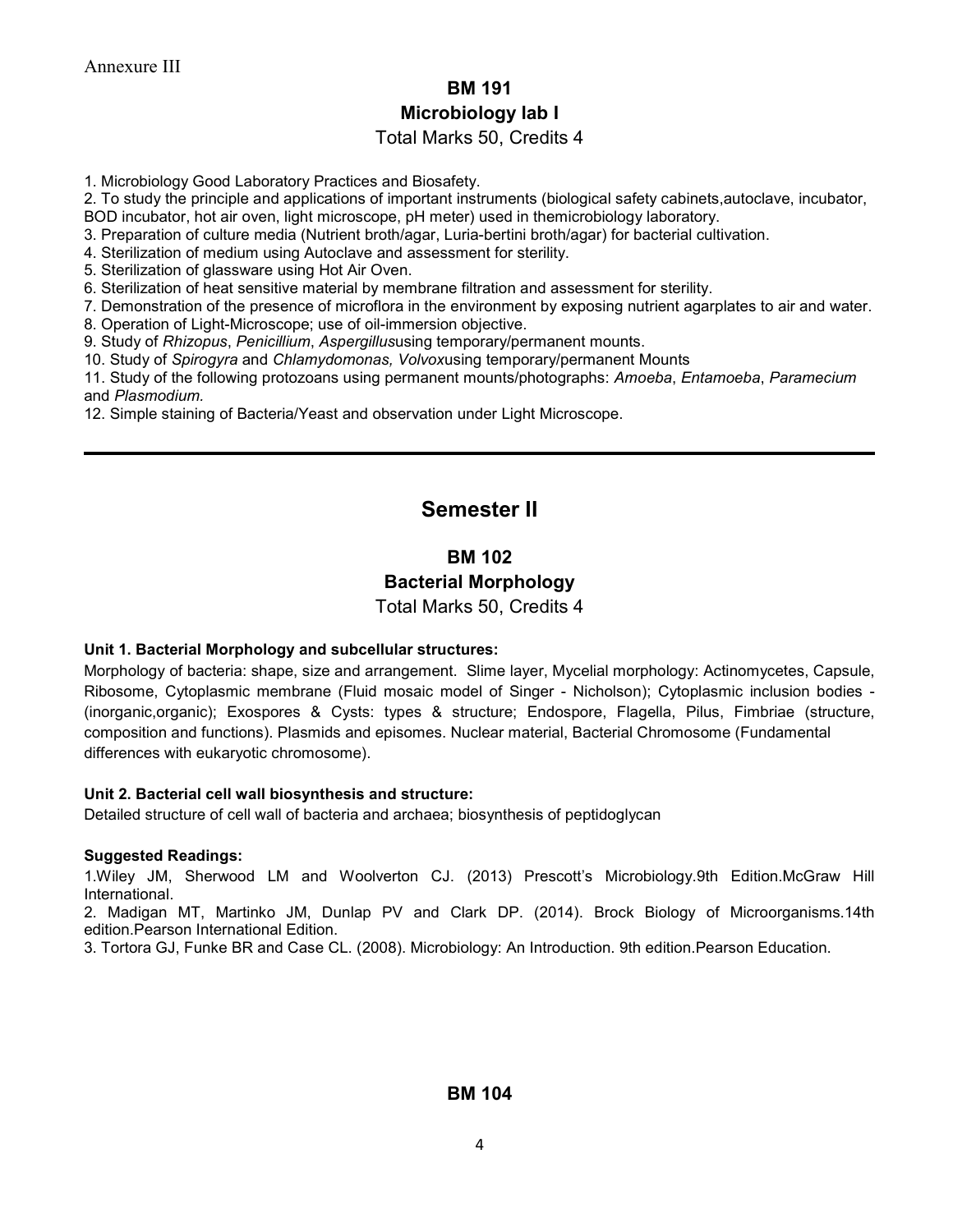Annexure III

## BM 191
## Microbiology lab I

Total Marks 50, Credits 4

1. Microbiology Good Laboratory Practices and Biosafety.
2. To study the principle and applications of important instruments (biological safety cabinets,autoclave, incubator, BOD incubator, hot air oven, light microscope, pH meter) used in themicrobiology laboratory.
3. Preparation of culture media (Nutrient broth/agar, Luria-bertini broth/agar) for bacterial cultivation.
4. Sterilization of medium using Autoclave and assessment for sterility.
5. Sterilization of glassware using Hot Air Oven.
6. Sterilization of heat sensitive material by membrane filtration and assessment for sterility.
7. Demonstration of the presence of microflora in the environment by exposing nutrient agarplates to air and water.
8. Operation of Light-Microscope; use of oil-immersion objective.
9. Study of *Rhizopus*, *Penicillium*, *Aspergillus*using temporary/permanent mounts.
10. Study of *Spirogyra* and *Chlamydomonas, Volvox*using temporary/permanent Mounts
11. Study of the following protozoans using permanent mounts/photographs: *Amoeba*, *Entamoeba*, *Paramecium* and *Plasmodium.*
12. Simple staining of Bacteria/Yeast and observation under Light Microscope.

---

# Semester II

## BM 102
## Bacterial Morphology

Total Marks 50, Credits 4

**Unit 1. Bacterial Morphology and subcellular structures:**

Morphology of bacteria: shape, size and arrangement. Slime layer, Mycelial morphology: Actinomycetes, Capsule, Ribosome, Cytoplasmic membrane (Fluid mosaic model of Singer - Nicholson); Cytoplasmic inclusion bodies - (inorganic,organic); Exospores & Cysts: types & structure; Endospore, Flagella, Pilus, Fimbriae (structure, composition and functions). Plasmids and episomes. Nuclear material, Bacterial Chromosome (Fundamental differences with eukaryotic chromosome).

**Unit 2. Bacterial cell wall biosynthesis and structure:**

Detailed structure of cell wall of bacteria and archaea; biosynthesis of peptidoglycan

**Suggested Readings:**

1.Wiley JM, Sherwood LM and Woolverton CJ. (2013) Prescott's Microbiology.9th Edition.McGraw Hill International.
2. Madigan MT, Martinko JM, Dunlap PV and Clark DP. (2014). Brock Biology of Microorganisms.14th edition.Pearson International Edition.
3. Tortora GJ, Funke BR and Case CL. (2008). Microbiology: An Introduction. 9th edition.Pearson Education.

## BM 104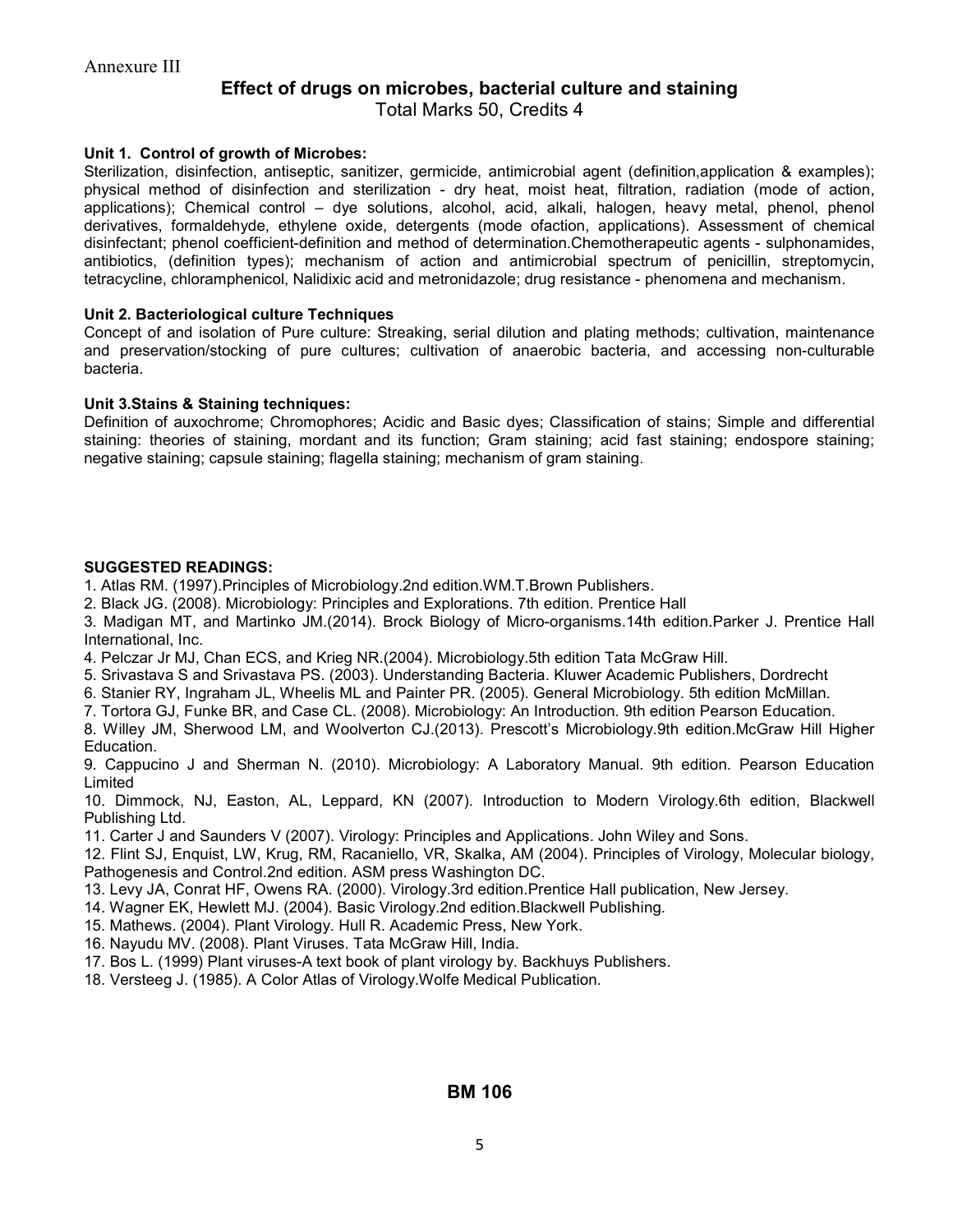Annexure III

## Effect of drugs on microbes, bacterial culture and staining

Total Marks 50, Credits 4

**Unit 1. Control of growth of Microbes:**

Sterilization, disinfection, antiseptic, sanitizer, germicide, antimicrobial agent (definition,application & examples); physical method of disinfection and sterilization - dry heat, moist heat, filtration, radiation (mode of action, applications); Chemical control – dye solutions, alcohol, acid, alkali, halogen, heavy metal, phenol, phenol derivatives, formaldehyde, ethylene oxide, detergents (mode ofaction, applications). Assessment of chemical disinfectant; phenol coefficient-definition and method of determination.Chemotherapeutic agents - sulphonamides, antibiotics, (definition types); mechanism of action and antimicrobial spectrum of penicillin, streptomycin, tetracycline, chloramphenicol, Nalidixic acid and metronidazole; drug resistance - phenomena and mechanism.

**Unit 2. Bacteriological culture Techniques**

Concept of and isolation of Pure culture: Streaking, serial dilution and plating methods; cultivation, maintenance and preservation/stocking of pure cultures; cultivation of anaerobic bacteria, and accessing non-culturable bacteria.

**Unit 3.Stains & Staining techniques:**

Definition of auxochrome; Chromophores; Acidic and Basic dyes; Classification of stains; Simple and differential staining: theories of staining, mordant and its function; Gram staining; acid fast staining; endospore staining; negative staining; capsule staining; flagella staining; mechanism of gram staining.

**SUGGESTED READINGS:**

1. Atlas RM. (1997).Principles of Microbiology.2nd edition.WM.T.Brown Publishers.
2. Black JG. (2008). Microbiology: Principles and Explorations. 7th edition. Prentice Hall
3. Madigan MT, and Martinko JM.(2014). Brock Biology of Micro-organisms.14th edition.Parker J. Prentice Hall International, Inc.
4. Pelczar Jr MJ, Chan ECS, and Krieg NR.(2004). Microbiology.5th edition Tata McGraw Hill.
5. Srivastava S and Srivastava PS. (2003). Understanding Bacteria. Kluwer Academic Publishers, Dordrecht
6. Stanier RY, Ingraham JL, Wheelis ML and Painter PR. (2005). General Microbiology. 5th edition McMillan.
7. Tortora GJ, Funke BR, and Case CL. (2008). Microbiology: An Introduction. 9th edition Pearson Education.
8. Willey JM, Sherwood LM, and Woolverton CJ.(2013). Prescott's Microbiology.9th edition.McGraw Hill Higher Education.
9. Cappucino J and Sherman N. (2010). Microbiology: A Laboratory Manual. 9th edition. Pearson Education Limited
10. Dimmock, NJ, Easton, AL, Leppard, KN (2007). Introduction to Modern Virology.6th edition, Blackwell Publishing Ltd.
11. Carter J and Saunders V (2007). Virology: Principles and Applications. John Wiley and Sons.
12. Flint SJ, Enquist, LW, Krug, RM, Racaniello, VR, Skalka, AM (2004). Principles of Virology, Molecular biology, Pathogenesis and Control.2nd edition. ASM press Washington DC.
13. Levy JA, Conrat HF, Owens RA. (2000). Virology.3rd edition.Prentice Hall publication, New Jersey.
14. Wagner EK, Hewlett MJ. (2004). Basic Virology.2nd edition.Blackwell Publishing.
15. Mathews. (2004). Plant Virology. Hull R. Academic Press, New York.
16. Nayudu MV. (2008). Plant Viruses. Tata McGraw Hill, India.
17. Bos L. (1999) Plant viruses-A text book of plant virology by. Backhuys Publishers.
18. Versteeg J. (1985). A Color Atlas of Virology.Wolfe Medical Publication.

## BM 106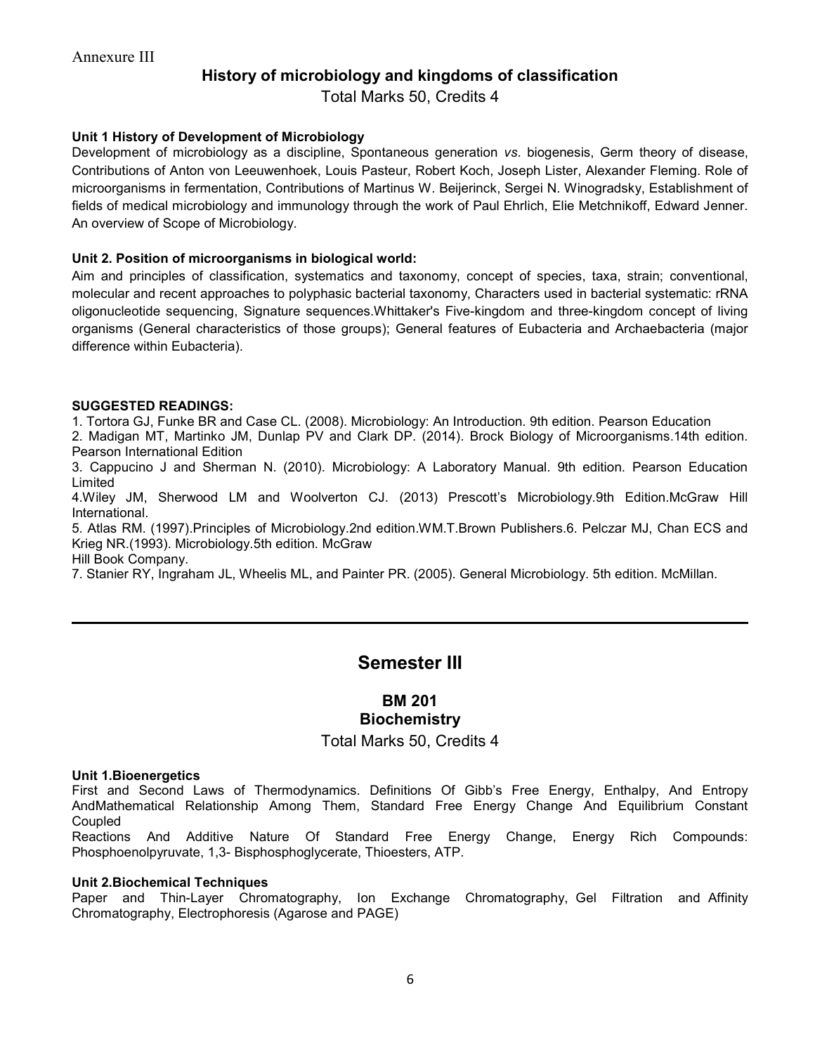Annexure III

## History of microbiology and kingdoms of classification

Total Marks 50, Credits 4

**Unit 1 History of Development of Microbiology**

Development of microbiology as a discipline, Spontaneous generation *vs.* biogenesis, Germ theory of disease, Contributions of Anton von Leeuwenhoek, Louis Pasteur, Robert Koch, Joseph Lister, Alexander Fleming. Role of microorganisms in fermentation, Contributions of Martinus W. Beijerinck, Sergei N. Winogradsky, Establishment of fields of medical microbiology and immunology through the work of Paul Ehrlich, Elie Metchnikoff, Edward Jenner. An overview of Scope of Microbiology.

**Unit 2. Position of microorganisms in biological world:**

Aim and principles of classification, systematics and taxonomy, concept of species, taxa, strain; conventional, molecular and recent approaches to polyphasic bacterial taxonomy, Characters used in bacterial systematic: rRNA oligonucleotide sequencing, Signature sequences.Whittaker's Five-kingdom and three-kingdom concept of living organisms (General characteristics of those groups); General features of Eubacteria and Archaebacteria (major difference within Eubacteria).

**SUGGESTED READINGS:**

1. Tortora GJ, Funke BR and Case CL. (2008). Microbiology: An Introduction. 9th edition. Pearson Education
2. Madigan MT, Martinko JM, Dunlap PV and Clark DP. (2014). Brock Biology of Microorganisms.14th edition. Pearson International Edition
3. Cappucino J and Sherman N. (2010). Microbiology: A Laboratory Manual. 9th edition. Pearson Education Limited
4. Wiley JM, Sherwood LM and Woolverton CJ. (2013) Prescott's Microbiology.9th Edition.McGraw Hill International.
5. Atlas RM. (1997).Principles of Microbiology.2nd edition.WM.T.Brown Publishers.6. Pelczar MJ, Chan ECS and Krieg NR.(1993). Microbiology.5th edition. McGraw Hill Book Company.
7. Stanier RY, Ingraham JL, Wheelis ML, and Painter PR. (2005). General Microbiology. 5th edition. McMillan.

---

# Semester III

## BM 201
## Biochemistry

Total Marks 50, Credits 4

**Unit 1.Bioenergetics**

First and Second Laws of Thermodynamics. Definitions Of Gibb's Free Energy, Enthalpy, And Entropy AndMathematical Relationship Among Them, Standard Free Energy Change And Equilibrium Constant Coupled

Reactions And Additive Nature Of Standard Free Energy Change, Energy Rich Compounds: Phosphoenolpyruvate, 1,3- Bisphosphoglycerate, Thioesters, ATP.

**Unit 2.Biochemical Techniques**

Paper and Thin-Layer Chromatography, Ion Exchange Chromatography, Gel Filtration and Affinity Chromatography, Electrophoresis (Agarose and PAGE)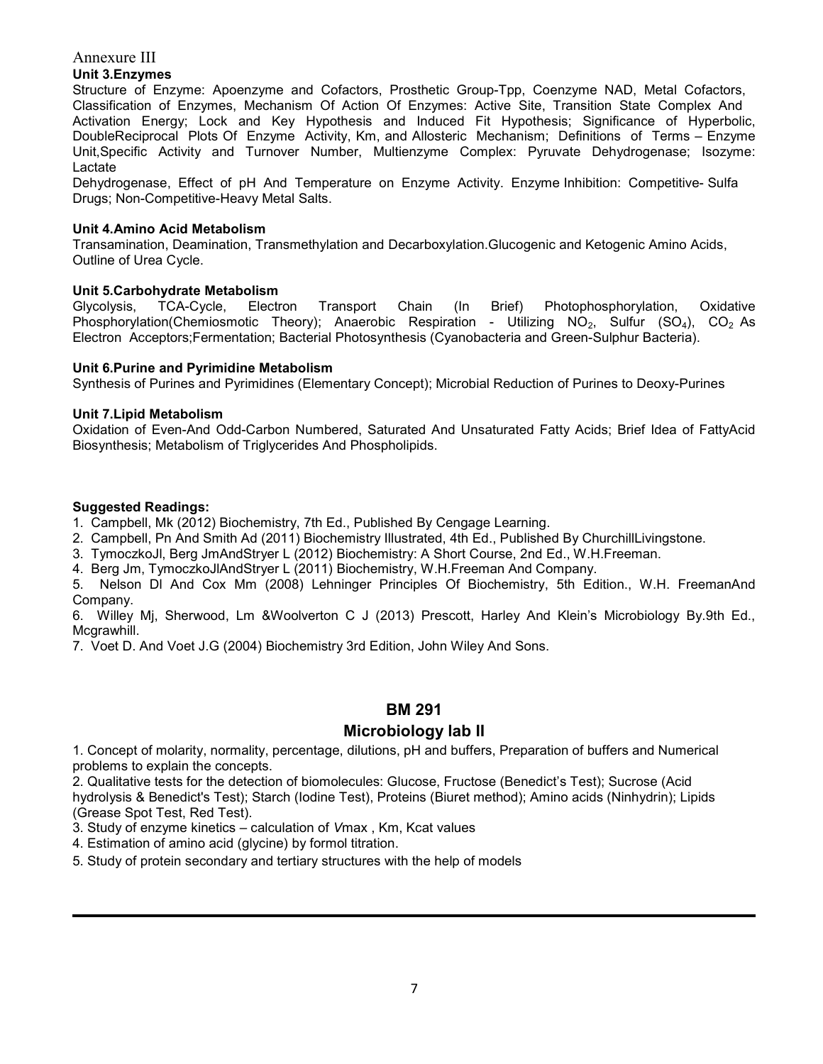Annexure III

**Unit 3.Enzymes**

Structure of Enzyme: Apoenzyme and Cofactors, Prosthetic Group-Tpp, Coenzyme NAD, Metal Cofactors, Classification of Enzymes, Mechanism Of Action Of Enzymes: Active Site, Transition State Complex And Activation Energy; Lock and Key Hypothesis and Induced Fit Hypothesis; Significance of Hyperbolic, DoubleReciprocal Plots Of Enzyme Activity, Km, and Allosteric Mechanism; Definitions of Terms – Enzyme Unit,Specific Activity and Turnover Number, Multienzyme Complex: Pyruvate Dehydrogenase; Isozyme: Lactate

Dehydrogenase, Effect of pH And Temperature on Enzyme Activity. Enzyme Inhibition: Competitive- Sulfa Drugs; Non-Competitive-Heavy Metal Salts.

**Unit 4.Amino Acid Metabolism**

Transamination, Deamination, Transmethylation and Decarboxylation.Glucogenic and Ketogenic Amino Acids, Outline of Urea Cycle.

**Unit 5.Carbohydrate Metabolism**

Glycolysis, TCA-Cycle, Electron Transport Chain (In Brief) Photophosphorylation, Oxidative Phosphorylation(Chemiosmotic Theory); Anaerobic Respiration - Utilizing $NO_2$, Sulfur ($SO_4$), $CO_2$ As Electron Acceptors;Fermentation; Bacterial Photosynthesis (Cyanobacteria and Green-Sulphur Bacteria).

**Unit 6.Purine and Pyrimidine Metabolism**

Synthesis of Purines and Pyrimidines (Elementary Concept); Microbial Reduction of Purines to Deoxy-Purines

**Unit 7.Lipid Metabolism**

Oxidation of Even-And Odd-Carbon Numbered, Saturated And Unsaturated Fatty Acids; Brief Idea of FattyAcid Biosynthesis; Metabolism of Triglycerides And Phospholipids.

**Suggested Readings:**

1. Campbell, Mk (2012) Biochemistry, 7th Ed., Published By Cengage Learning.
2. Campbell, Pn And Smith Ad (2011) Biochemistry Illustrated, 4th Ed., Published By ChurchillLivingstone.
3. TymoczkoJl, Berg JmAndStryer L (2012) Biochemistry: A Short Course, 2nd Ed., W.H.Freeman.
4. Berg Jm, TymoczkoJlAndStryer L (2011) Biochemistry, W.H.Freeman And Company.
5. Nelson Dl And Cox Mm (2008) Lehninger Principles Of Biochemistry, 5th Edition., W.H. FreemanAnd Company.
6. Willey Mj, Sherwood, Lm &Woolverton C J (2013) Prescott, Harley And Klein's Microbiology By.9th Ed., Mcgrawhill.
7. Voet D. And Voet J.G (2004) Biochemistry 3rd Edition, John Wiley And Sons.

## BM 291

## Microbiology lab II

1. Concept of molarity, normality, percentage, dilutions, pH and buffers, Preparation of buffers and Numerical problems to explain the concepts.
2. Qualitative tests for the detection of biomolecules: Glucose, Fructose (Benedict's Test); Sucrose (Acid hydrolysis & Benedict's Test); Starch (Iodine Test), Proteins (Biuret method); Amino acids (Ninhydrin); Lipids (Grease Spot Test, Red Test).
3. Study of enzyme kinetics – calculation of *V*max , Km, Kcat values
4. Estimation of amino acid (glycine) by formol titration.
5. Study of protein secondary and tertiary structures with the help of models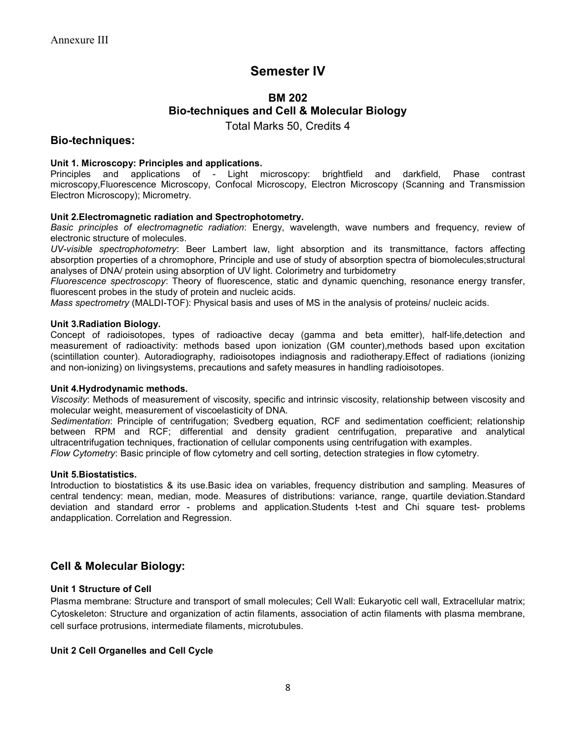Annexure III

# Semester IV

## BM 202
## Bio-techniques and Cell & Molecular Biology

Total Marks 50, Credits 4

### Bio-techniques:

**Unit 1. Microscopy: Principles and applications.**
Principles and applications of - Light microscopy: brightfield and darkfield, Phase contrast microscopy,Fluorescence Microscopy, Confocal Microscopy, Electron Microscopy (Scanning and Transmission Electron Microscopy); Micrometry.

**Unit 2.Electromagnetic radiation and Spectrophotometry.**
*Basic principles of electromagnetic radiation*: Energy, wavelength, wave numbers and frequency, review of electronic structure of molecules.
*UV-visible spectrophotometry*: Beer Lambert law, light absorption and its transmittance, factors affecting absorption properties of a chromophore, Principle and use of study of absorption spectra of biomolecules;structural analyses of DNA/ protein using absorption of UV light. Colorimetry and turbidometry
*Fluorescence spectroscopy*: Theory of fluorescence, static and dynamic quenching, resonance energy transfer, fluorescent probes in the study of protein and nucleic acids.
*Mass spectrometry* (MALDI-TOF): Physical basis and uses of MS in the analysis of proteins/ nucleic acids.

**Unit 3.Radiation Biology.**
Concept of radioisotopes, types of radioactive decay (gamma and beta emitter), half-life,detection and measurement of radioactivity: methods based upon ionization (GM counter),methods based upon excitation (scintillation counter). Autoradiography, radioisotopes indiagnosis and radiotherapy.Effect of radiations (ionizing and non-ionizing) on livingsystems, precautions and safety measures in handling radioisotopes.

**Unit 4.Hydrodynamic methods.**
*Viscosity*: Methods of measurement of viscosity, specific and intrinsic viscosity, relationship between viscosity and molecular weight, measurement of viscoelasticity of DNA.
*Sedimentation*: Principle of centrifugation; Svedberg equation, RCF and sedimentation coefficient; relationship between RPM and RCF; differential and density gradient centrifugation, preparative and analytical ultracentrifugation techniques, fractionation of cellular components using centrifugation with examples.
*Flow Cytometry*: Basic principle of flow cytometry and cell sorting, detection strategies in flow cytometry.

**Unit 5.Biostatistics.**
Introduction to biostatistics & its use.Basic idea on variables, frequency distribution and sampling. Measures of central tendency: mean, median, mode. Measures of distributions: variance, range, quartile deviation.Standard deviation and standard error - problems and application.Students t-test and Chi square test- problems andapplication. Correlation and Regression.

### Cell & Molecular Biology:

**Unit 1 Structure of Cell**
Plasma membrane: Structure and transport of small molecules; Cell Wall: Eukaryotic cell wall, Extracellular matrix; Cytoskeleton: Structure and organization of actin filaments, association of actin filaments with plasma membrane, cell surface protrusions, intermediate filaments, microtubules.

**Unit 2 Cell Organelles and Cell Cycle**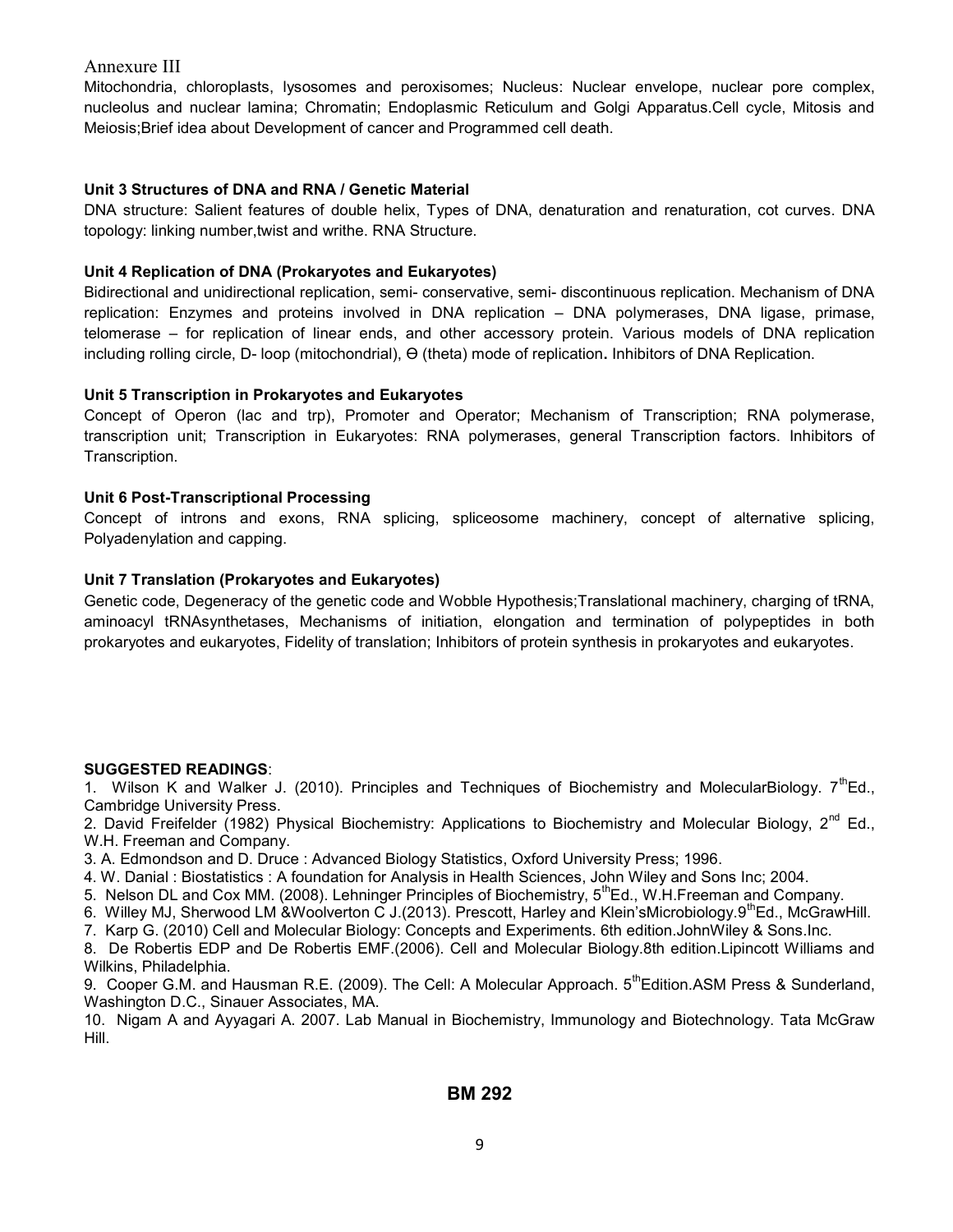Annexure III

Mitochondria, chloroplasts, lysosomes and peroxisomes; Nucleus: Nuclear envelope, nuclear pore complex, nucleolus and nuclear lamina; Chromatin; Endoplasmic Reticulum and Golgi Apparatus.Cell cycle, Mitosis and Meiosis;Brief idea about Development of cancer and Programmed cell death.

**Unit 3 Structures of DNA and RNA / Genetic Material**

DNA structure: Salient features of double helix, Types of DNA, denaturation and renaturation, cot curves. DNA topology: linking number,twist and writhe. RNA Structure.

**Unit 4 Replication of DNA (Prokaryotes and Eukaryotes)**

Bidirectional and unidirectional replication, semi- conservative, semi- discontinuous replication. Mechanism of DNA replication: Enzymes and proteins involved in DNA replication – DNA polymerases, DNA ligase, primase, telomerase – for replication of linear ends, and other accessory protein. Various models of DNA replication including rolling circle, D- loop (mitochondrial), Ɵ (theta) mode of replication**.** Inhibitors of DNA Replication.

**Unit 5 Transcription in Prokaryotes and Eukaryotes**

Concept of Operon (lac and trp), Promoter and Operator; Mechanism of Transcription; RNA polymerase, transcription unit; Transcription in Eukaryotes: RNA polymerases, general Transcription factors. Inhibitors of Transcription.

**Unit 6 Post-Transcriptional Processing**

Concept of introns and exons, RNA splicing, spliceosome machinery, concept of alternative splicing, Polyadenylation and capping.

**Unit 7 Translation (Prokaryotes and Eukaryotes)**

Genetic code, Degeneracy of the genetic code and Wobble Hypothesis;Translational machinery, charging of tRNA, aminoacyl tRNAsynthetases, Mechanisms of initiation, elongation and termination of polypeptides in both prokaryotes and eukaryotes, Fidelity of translation; Inhibitors of protein synthesis in prokaryotes and eukaryotes.

**SUGGESTED READINGS**:

1. Wilson K and Walker J. (2010). Principles and Techniques of Biochemistry and MolecularBiology. 7$^{th}$Ed., Cambridge University Press.
2. David Freifelder (1982) Physical Biochemistry: Applications to Biochemistry and Molecular Biology, 2$^{nd}$ Ed., W.H. Freeman and Company.
3. A. Edmondson and D. Druce : Advanced Biology Statistics, Oxford University Press; 1996.
4. W. Danial : Biostatistics : A foundation for Analysis in Health Sciences, John Wiley and Sons Inc; 2004.
5. Nelson DL and Cox MM. (2008). Lehninger Principles of Biochemistry, 5$^{th}$Ed., W.H.Freeman and Company.
6. Willey MJ, Sherwood LM &Woolverton C J.(2013). Prescott, Harley and Klein'sMicrobiology.9$^{th}$Ed., McGrawHill.
7. Karp G. (2010) Cell and Molecular Biology: Concepts and Experiments. 6th edition.JohnWiley & Sons.Inc.
8. De Robertis EDP and De Robertis EMF.(2006). Cell and Molecular Biology.8th edition.Lipincott Williams and Wilkins, Philadelphia.
9. Cooper G.M. and Hausman R.E. (2009). The Cell: A Molecular Approach. 5$^{th}$Edition.ASM Press & Sunderland, Washington D.C., Sinauer Associates, MA.
10. Nigam A and Ayyagari A. 2007. Lab Manual in Biochemistry, Immunology and Biotechnology. Tata McGraw Hill.

## BM 292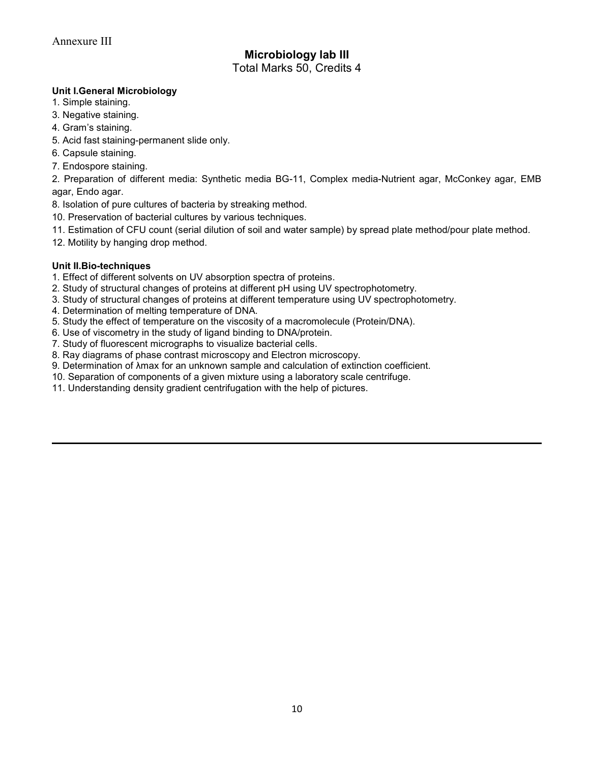Annexure III

# Microbiology lab III

Total Marks 50, Credits 4

**Unit I.General Microbiology**

1. Simple staining.
3. Negative staining.
4. Gram's staining.
5. Acid fast staining-permanent slide only.
6. Capsule staining.
7. Endospore staining.
2. Preparation of different media: Synthetic media BG-11, Complex media-Nutrient agar, McConkey agar, EMB agar, Endo agar.
8. Isolation of pure cultures of bacteria by streaking method.
10. Preservation of bacterial cultures by various techniques.
11. Estimation of CFU count (serial dilution of soil and water sample) by spread plate method/pour plate method.
12. Motility by hanging drop method.

**Unit II.Bio-techniques**

1. Effect of different solvents on UV absorption spectra of proteins.
2. Study of structural changes of proteins at different pH using UV spectrophotometry.
3. Study of structural changes of proteins at different temperature using UV spectrophotometry.
4. Determination of melting temperature of DNA.
5. Study the effect of temperature on the viscosity of a macromolecule (Protein/DNA).
6. Use of viscometry in the study of ligand binding to DNA/protein.
7. Study of fluorescent micrographs to visualize bacterial cells.
8. Ray diagrams of phase contrast microscopy and Electron microscopy.
9. Determination of $\lambda$max for an unknown sample and calculation of extinction coefficient.
10. Separation of components of a given mixture using a laboratory scale centrifuge.
11. Understanding density gradient centrifugation with the help of pictures.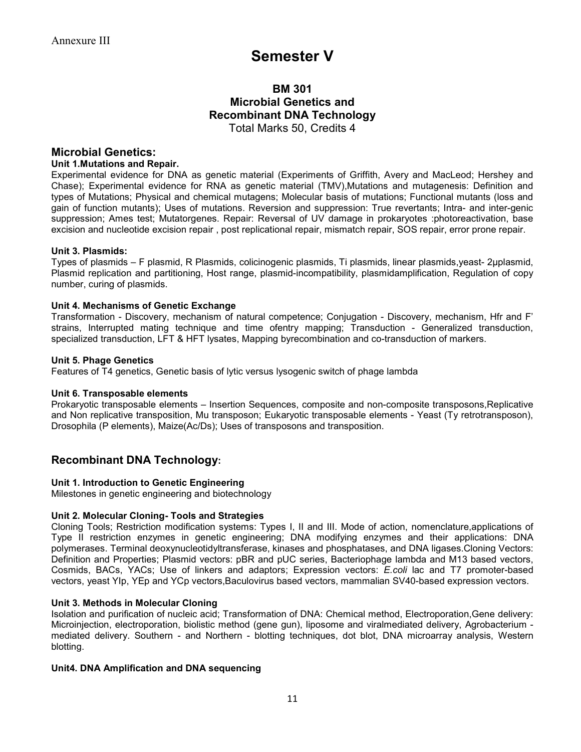Annexure III

# Semester V

## BM 301
## Microbial Genetics and Recombinant DNA Technology

Total Marks 50, Credits 4

## Microbial Genetics:

**Unit 1.Mutations and Repair.**

Experimental evidence for DNA as genetic material (Experiments of Griffith, Avery and MacLeod; Hershey and Chase); Experimental evidence for RNA as genetic material (TMV),Mutations and mutagenesis: Definition and types of Mutations; Physical and chemical mutagens; Molecular basis of mutations; Functional mutants (loss and gain of function mutants); Uses of mutations. Reversion and suppression: True revertants; Intra- and inter-genic suppression; Ames test; Mutatorgenes. Repair: Reversal of UV damage in prokaryotes :photoreactivation, base excision and nucleotide excision repair , post replicational repair, mismatch repair, SOS repair, error prone repair.

**Unit 3. Plasmids:**

Types of plasmids – F plasmid, R Plasmids, colicinogenic plasmids, Ti plasmids, linear plasmids,yeast- 2μplasmid, Plasmid replication and partitioning, Host range, plasmid-incompatibility, plasmidamplification, Regulation of copy number, curing of plasmids.

**Unit 4. Mechanisms of Genetic Exchange**

Transformation - Discovery, mechanism of natural competence; Conjugation - Discovery, mechanism, Hfr and F' strains, Interrupted mating technique and time ofentry mapping; Transduction - Generalized transduction, specialized transduction, LFT & HFT lysates, Mapping byrecombination and co-transduction of markers.

**Unit 5. Phage Genetics**

Features of T4 genetics, Genetic basis of lytic versus lysogenic switch of phage lambda

**Unit 6. Transposable elements**

Prokaryotic transposable elements – Insertion Sequences, composite and non-composite transposons,Replicative and Non replicative transposition, Mu transposon; Eukaryotic transposable elements - Yeast (Ty retrotransposon), Drosophila (P elements), Maize(Ac/Ds); Uses of transposons and transposition.

## Recombinant DNA Technology:

**Unit 1. Introduction to Genetic Engineering**

Milestones in genetic engineering and biotechnology

**Unit 2. Molecular Cloning- Tools and Strategies**

Cloning Tools; Restriction modification systems: Types I, II and III. Mode of action, nomenclature,applications of Type II restriction enzymes in genetic engineering; DNA modifying enzymes and their applications: DNA polymerases. Terminal deoxynucleotidyltransferase, kinases and phosphatases, and DNA ligases.Cloning Vectors: Definition and Properties; Plasmid vectors: pBR and pUC series, Bacteriophage lambda and M13 based vectors, Cosmids, BACs, YACs; Use of linkers and adaptors; Expression vectors: *E.coli* lac and T7 promoter-based vectors, yeast YIp, YEp and YCp vectors,Baculovirus based vectors, mammalian SV40-based expression vectors.

**Unit 3. Methods in Molecular Cloning**

Isolation and purification of nucleic acid; Transformation of DNA: Chemical method, Electroporation,Gene delivery: Microinjection, electroporation, biolistic method (gene gun), liposome and viralmediated delivery, Agrobacterium - mediated delivery. Southern - and Northern - blotting techniques, dot blot, DNA microarray analysis, Western blotting.

**Unit4. DNA Amplification and DNA sequencing**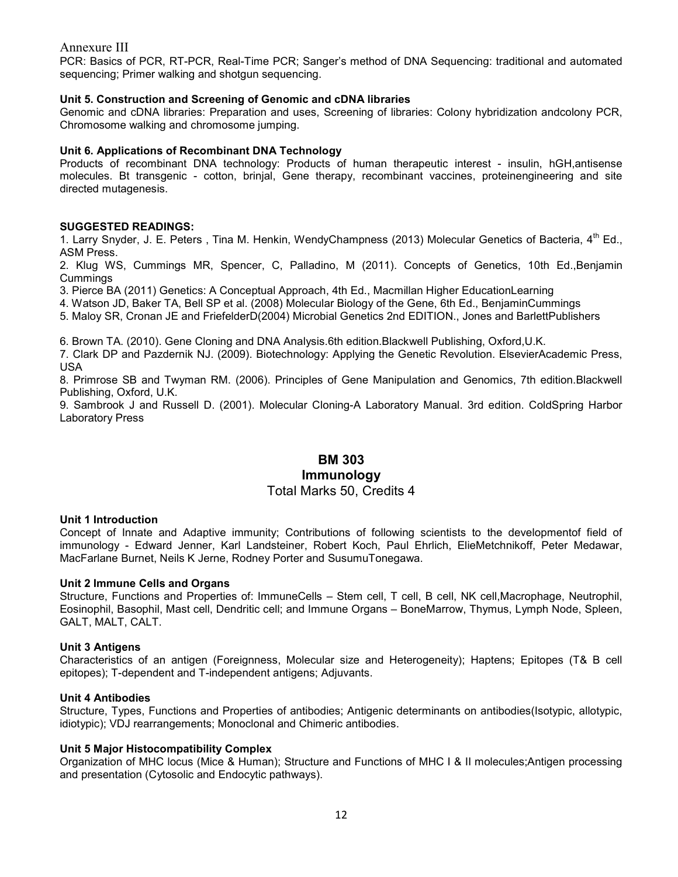Annexure III

PCR: Basics of PCR, RT-PCR, Real-Time PCR; Sanger's method of DNA Sequencing: traditional and automated sequencing; Primer walking and shotgun sequencing.

**Unit 5. Construction and Screening of Genomic and cDNA libraries**

Genomic and cDNA libraries: Preparation and uses, Screening of libraries: Colony hybridization andcolony PCR, Chromosome walking and chromosome jumping.

**Unit 6. Applications of Recombinant DNA Technology**

Products of recombinant DNA technology: Products of human therapeutic interest - insulin, hGH,antisense molecules. Bt transgenic - cotton, brinjal, Gene therapy, recombinant vaccines, proteinengineering and site directed mutagenesis.

**SUGGESTED READINGS:**

1. Larry Snyder, J. E. Peters , Tina M. Henkin, WendyChampness (2013) Molecular Genetics of Bacteria, 4th Ed., ASM Press.
2. Klug WS, Cummings MR, Spencer, C, Palladino, M (2011). Concepts of Genetics, 10th Ed.,Benjamin Cummings
3. Pierce BA (2011) Genetics: A Conceptual Approach, 4th Ed., Macmillan Higher EducationLearning
4. Watson JD, Baker TA, Bell SP et al. (2008) Molecular Biology of the Gene, 6th Ed., BenjaminCummings
5. Maloy SR, Cronan JE and FriefelderD(2004) Microbial Genetics 2nd EDITION., Jones and BarlettPublishers

6. Brown TA. (2010). Gene Cloning and DNA Analysis.6th edition.Blackwell Publishing, Oxford,U.K.
7. Clark DP and Pazdernik NJ. (2009). Biotechnology: Applying the Genetic Revolution. ElsevierAcademic Press, USA
8. Primrose SB and Twyman RM. (2006). Principles of Gene Manipulation and Genomics, 7th edition.Blackwell Publishing, Oxford, U.K.
9. Sambrook J and Russell D. (2001). Molecular Cloning-A Laboratory Manual. 3rd edition. ColdSpring Harbor Laboratory Press

## BM 303
## Immunology
Total Marks 50, Credits 4

**Unit 1 Introduction**

Concept of Innate and Adaptive immunity; Contributions of following scientists to the developmentof field of immunology - Edward Jenner, Karl Landsteiner, Robert Koch, Paul Ehrlich, ElieMetchnikoff, Peter Medawar, MacFarlane Burnet, Neils K Jerne, Rodney Porter and SusumuTonegawa.

**Unit 2 Immune Cells and Organs**

Structure, Functions and Properties of: ImmuneCells – Stem cell, T cell, B cell, NK cell,Macrophage, Neutrophil, Eosinophil, Basophil, Mast cell, Dendritic cell; and Immune Organs – BoneMarrow, Thymus, Lymph Node, Spleen, GALT, MALT, CALT.

**Unit 3 Antigens**

Characteristics of an antigen (Foreignness, Molecular size and Heterogeneity); Haptens; Epitopes (T& B cell epitopes); T-dependent and T-independent antigens; Adjuvants.

**Unit 4 Antibodies**

Structure, Types, Functions and Properties of antibodies; Antigenic determinants on antibodies(Isotypic, allotypic, idiotypic); VDJ rearrangements; Monoclonal and Chimeric antibodies.

**Unit 5 Major Histocompatibility Complex**

Organization of MHC locus (Mice & Human); Structure and Functions of MHC I & II molecules;Antigen processing and presentation (Cytosolic and Endocytic pathways).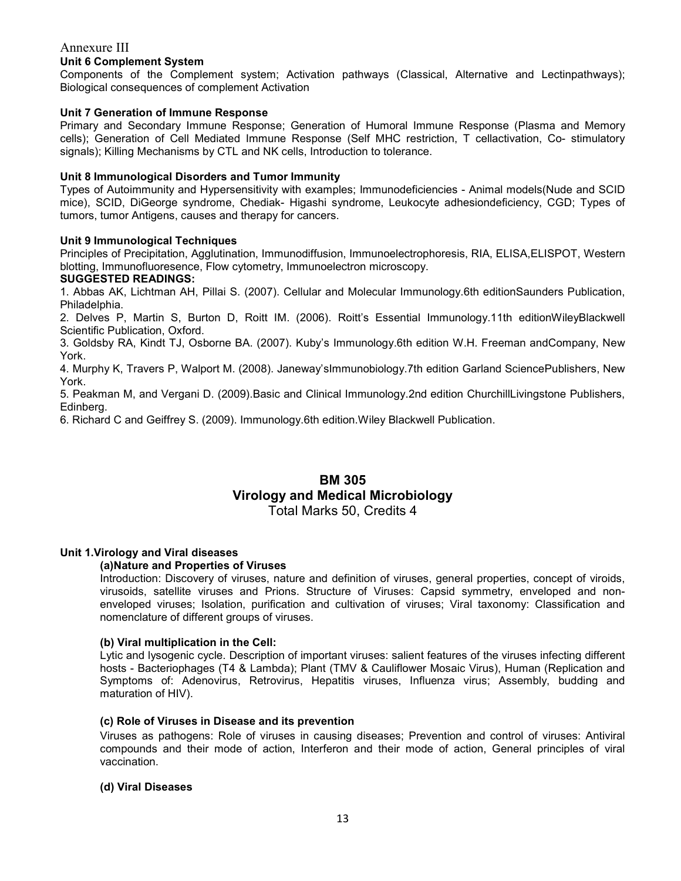Annexure III

**Unit 6 Complement System**

Components of the Complement system; Activation pathways (Classical, Alternative and Lectinpathways); Biological consequences of complement Activation

**Unit 7 Generation of Immune Response**

Primary and Secondary Immune Response; Generation of Humoral Immune Response (Plasma and Memory cells); Generation of Cell Mediated Immune Response (Self MHC restriction, T cellactivation, Co- stimulatory signals); Killing Mechanisms by CTL and NK cells, Introduction to tolerance.

**Unit 8 Immunological Disorders and Tumor Immunity**

Types of Autoimmunity and Hypersensitivity with examples; Immunodeficiencies - Animal models(Nude and SCID mice), SCID, DiGeorge syndrome, Chediak- Higashi syndrome, Leukocyte adhesiondeficiency, CGD; Types of tumors, tumor Antigens, causes and therapy for cancers.

**Unit 9 Immunological Techniques**

Principles of Precipitation, Agglutination, Immunodiffusion, Immunoelectrophoresis, RIA, ELISA,ELISPOT, Western blotting, Immunofluoresence, Flow cytometry, Immunoelectron microscopy.

**SUGGESTED READINGS:**

1. Abbas AK, Lichtman AH, Pillai S. (2007). Cellular and Molecular Immunology.6th editionSaunders Publication, Philadelphia.
2. Delves P, Martin S, Burton D, Roitt IM. (2006). Roitt's Essential Immunology.11th editionWileyBlackwell Scientific Publication, Oxford.
3. Goldsby RA, Kindt TJ, Osborne BA. (2007). Kuby's Immunology.6th edition W.H. Freeman andCompany, New York.
4. Murphy K, Travers P, Walport M. (2008). Janeway'sImmunobiology.7th edition Garland SciencePublishers, New York.
5. Peakman M, and Vergani D. (2009).Basic and Clinical Immunology.2nd edition ChurchillLivingstone Publishers, Edinberg.
6. Richard C and Geiffrey S. (2009). Immunology.6th edition.Wiley Blackwell Publication.

## BM 305
## Virology and Medical Microbiology

Total Marks 50, Credits 4

**Unit 1.Virology and Viral diseases**

**(a)Nature and Properties of Viruses**

Introduction: Discovery of viruses, nature and definition of viruses, general properties, concept of viroids, virusoids, satellite viruses and Prions. Structure of Viruses: Capsid symmetry, enveloped and non-enveloped viruses; Isolation, purification and cultivation of viruses; Viral taxonomy: Classification and nomenclature of different groups of viruses.

**(b) Viral multiplication in the Cell:**

Lytic and lysogenic cycle. Description of important viruses: salient features of the viruses infecting different hosts - Bacteriophages (T4 & Lambda); Plant (TMV & Cauliflower Mosaic Virus), Human (Replication and Symptoms of: Adenovirus, Retrovirus, Hepatitis viruses, Influenza virus; Assembly, budding and maturation of HIV).

**(c) Role of Viruses in Disease and its prevention**

Viruses as pathogens: Role of viruses in causing diseases; Prevention and control of viruses: Antiviral compounds and their mode of action, Interferon and their mode of action, General principles of viral vaccination.

**(d) Viral Diseases**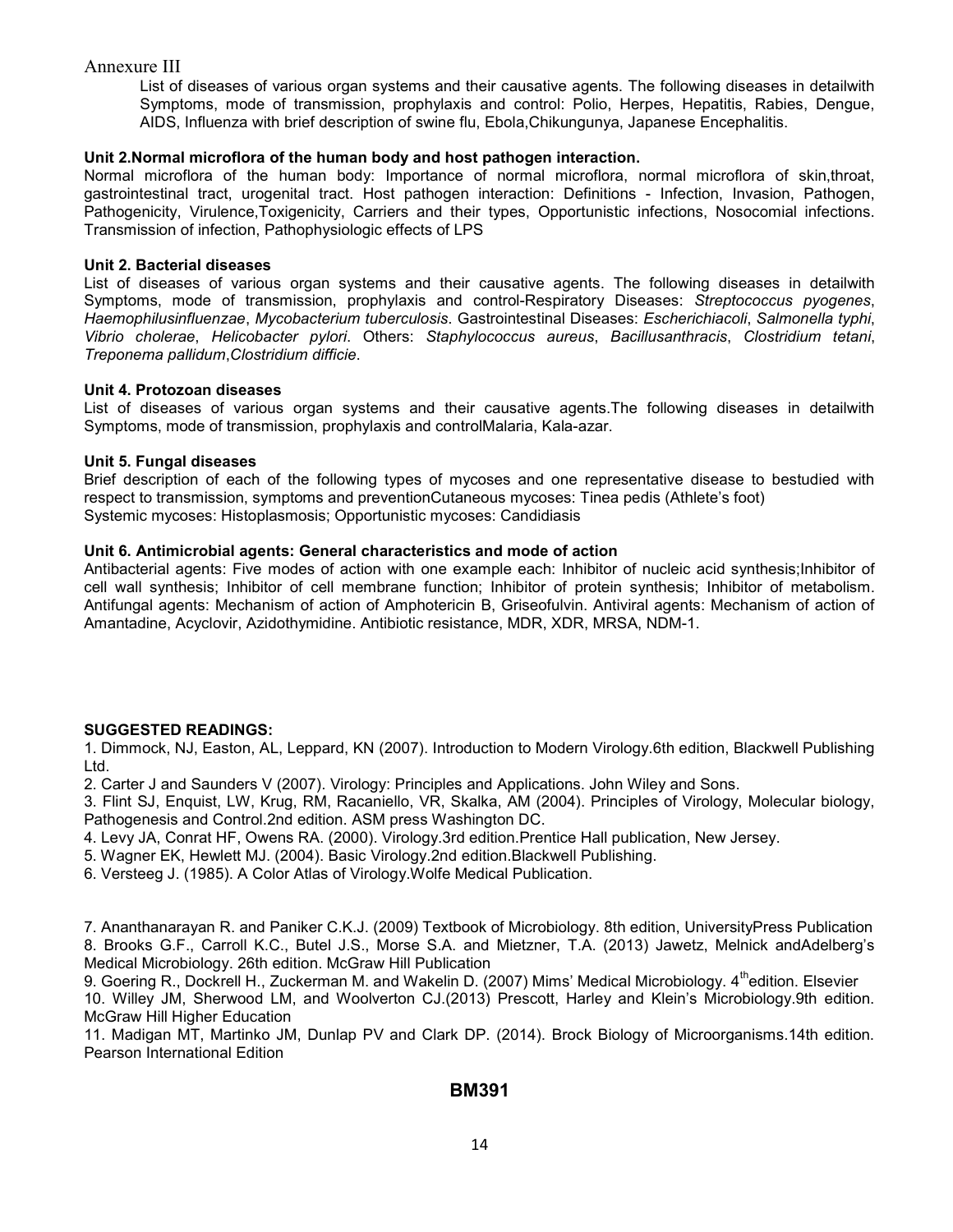Annexure III

List of diseases of various organ systems and their causative agents. The following diseases in detailwith Symptoms, mode of transmission, prophylaxis and control: Polio, Herpes, Hepatitis, Rabies, Dengue, AIDS, Influenza with brief description of swine flu, Ebola,Chikungunya, Japanese Encephalitis.

**Unit 2.Normal microflora of the human body and host pathogen interaction.**

Normal microflora of the human body: Importance of normal microflora, normal microflora of skin,throat, gastrointestinal tract, urogenital tract. Host pathogen interaction: Definitions - Infection, Invasion, Pathogen, Pathogenicity, Virulence,Toxigenicity, Carriers and their types, Opportunistic infections, Nosocomial infections. Transmission of infection, Pathophysiologic effects of LPS

**Unit 2. Bacterial diseases**

List of diseases of various organ systems and their causative agents. The following diseases in detailwith Symptoms, mode of transmission, prophylaxis and control-Respiratory Diseases: *Streptococcus pyogenes*, *Haemophilusinfluenzae*, *Mycobacterium tuberculosis*. Gastrointestinal Diseases: *Escherichiacoli*, *Salmonella typhi*, *Vibrio cholerae*, *Helicobacter pylori*. Others: *Staphylococcus aureus*, *Bacillusanthracis*, *Clostridium tetani*, *Treponema pallidum*,*Clostridium difficie*.

**Unit 4. Protozoan diseases**

List of diseases of various organ systems and their causative agents.The following diseases in detailwith Symptoms, mode of transmission, prophylaxis and controlMalaria, Kala-azar.

**Unit 5. Fungal diseases**

Brief description of each of the following types of mycoses and one representative disease to bestudied with respect to transmission, symptoms and preventionCutaneous mycoses: Tinea pedis (Athlete's foot)
Systemic mycoses: Histoplasmosis; Opportunistic mycoses: Candidiasis

**Unit 6. Antimicrobial agents: General characteristics and mode of action**

Antibacterial agents: Five modes of action with one example each: Inhibitor of nucleic acid synthesis;Inhibitor of cell wall synthesis; Inhibitor of cell membrane function; Inhibitor of protein synthesis; Inhibitor of metabolism. Antifungal agents: Mechanism of action of Amphotericin B, Griseofulvin. Antiviral agents: Mechanism of action of Amantadine, Acyclovir, Azidothymidine. Antibiotic resistance, MDR, XDR, MRSA, NDM-1.

**SUGGESTED READINGS:**

1. Dimmock, NJ, Easton, AL, Leppard, KN (2007). Introduction to Modern Virology.6th edition, Blackwell Publishing Ltd.
2. Carter J and Saunders V (2007). Virology: Principles and Applications. John Wiley and Sons.
3. Flint SJ, Enquist, LW, Krug, RM, Racaniello, VR, Skalka, AM (2004). Principles of Virology, Molecular biology, Pathogenesis and Control.2nd edition. ASM press Washington DC.
4. Levy JA, Conrat HF, Owens RA. (2000). Virology.3rd edition.Prentice Hall publication, New Jersey.
5. Wagner EK, Hewlett MJ. (2004). Basic Virology.2nd edition.Blackwell Publishing.
6. Versteeg J. (1985). A Color Atlas of Virology.Wolfe Medical Publication.

7. Ananthanarayan R. and Paniker C.K.J. (2009) Textbook of Microbiology. 8th edition, UniversityPress Publication
8. Brooks G.F., Carroll K.C., Butel J.S., Morse S.A. and Mietzner, T.A. (2013) Jawetz, Melnick andAdelberg's Medical Microbiology. 26th edition. McGraw Hill Publication
9. Goering R., Dockrell H., Zuckerman M. and Wakelin D. (2007) Mims' Medical Microbiology. 4th edition. Elsevier
10. Willey JM, Sherwood LM, and Woolverton CJ.(2013) Prescott, Harley and Klein's Microbiology.9th edition. McGraw Hill Higher Education
11. Madigan MT, Martinko JM, Dunlap PV and Clark DP. (2014). Brock Biology of Microorganisms.14th edition. Pearson International Edition

## BM391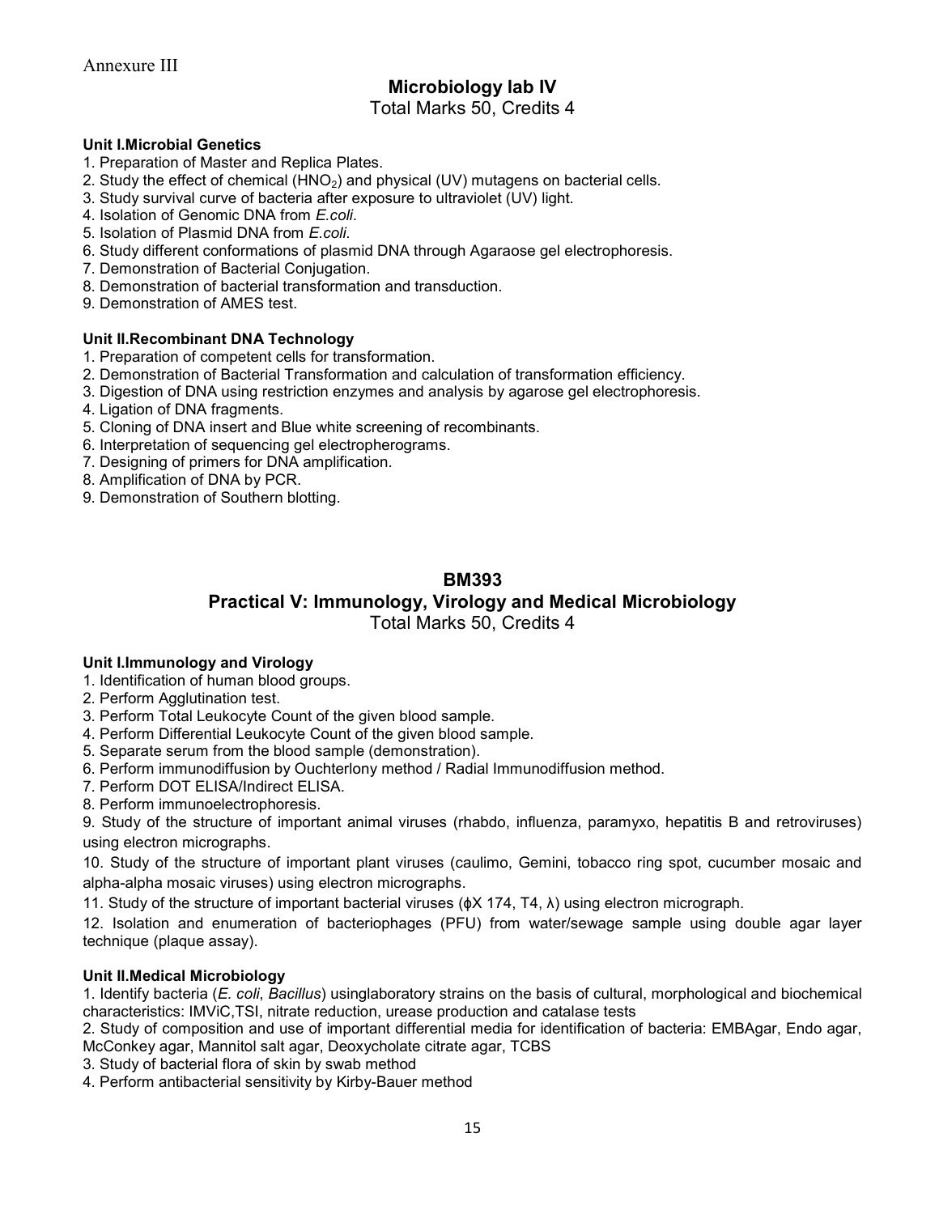Annexure III

## Microbiology lab IV

Total Marks 50, Credits 4

**Unit I.Microbial Genetics**

1. Preparation of Master and Replica Plates.
2. Study the effect of chemical ($HNO_2$) and physical (UV) mutagens on bacterial cells.
3. Study survival curve of bacteria after exposure to ultraviolet (UV) light.
4. Isolation of Genomic DNA from *E.coli*.
5. Isolation of Plasmid DNA from *E.coli*.
6. Study different conformations of plasmid DNA through Agaraose gel electrophoresis.
7. Demonstration of Bacterial Conjugation.
8. Demonstration of bacterial transformation and transduction.
9. Demonstration of AMES test.

**Unit II.Recombinant DNA Technology**

1. Preparation of competent cells for transformation.
2. Demonstration of Bacterial Transformation and calculation of transformation efficiency.
3. Digestion of DNA using restriction enzymes and analysis by agarose gel electrophoresis.
4. Ligation of DNA fragments.
5. Cloning of DNA insert and Blue white screening of recombinants.
6. Interpretation of sequencing gel electropherograms.
7. Designing of primers for DNA amplification.
8. Amplification of DNA by PCR.
9. Demonstration of Southern blotting.

## BM393

## Practical V: Immunology, Virology and Medical Microbiology

Total Marks 50, Credits 4

**Unit I.Immunology and Virology**

1. Identification of human blood groups.
2. Perform Agglutination test.
3. Perform Total Leukocyte Count of the given blood sample.
4. Perform Differential Leukocyte Count of the given blood sample.
5. Separate serum from the blood sample (demonstration).
6. Perform immunodiffusion by Ouchterlony method / Radial Immunodiffusion method.
7. Perform DOT ELISA/Indirect ELISA.
8. Perform immunoelectrophoresis.
9. Study of the structure of important animal viruses (rhabdo, influenza, paramyxo, hepatitis B and retroviruses) using electron micrographs.
10. Study of the structure of important plant viruses (caulimo, Gemini, tobacco ring spot, cucumber mosaic and alpha-alpha mosaic viruses) using electron micrographs.
11. Study of the structure of important bacterial viruses (ϕX 174, T4, λ) using electron micrograph.
12. Isolation and enumeration of bacteriophages (PFU) from water/sewage sample using double agar layer technique (plaque assay).

**Unit II.Medical Microbiology**

1. Identify bacteria (*E. coli*, *Bacillus*) usinglaboratory strains on the basis of cultural, morphological and biochemical characteristics: IMViC,TSI, nitrate reduction, urease production and catalase tests
2. Study of composition and use of important differential media for identification of bacteria: EMBAgar, Endo agar, McConkey agar, Mannitol salt agar, Deoxycholate citrate agar, TCBS
3. Study of bacterial flora of skin by swab method
4. Perform antibacterial sensitivity by Kirby-Bauer method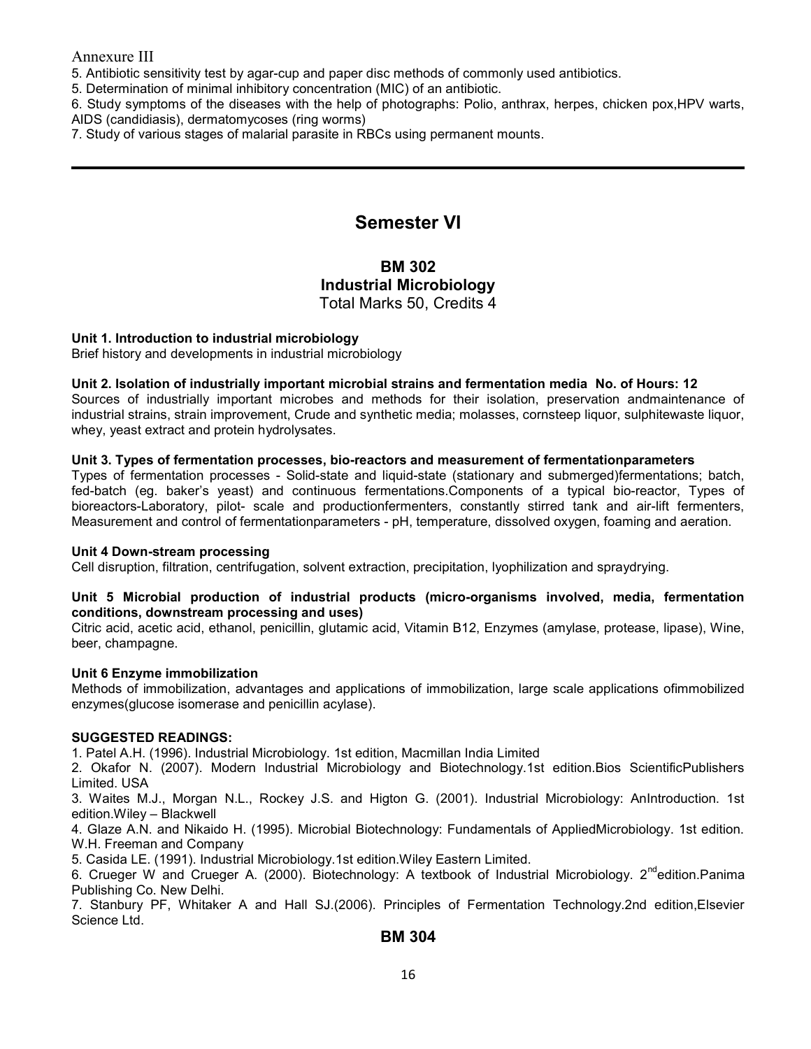Annexure III

5. Antibiotic sensitivity test by agar-cup and paper disc methods of commonly used antibiotics.
5. Determination of minimal inhibitory concentration (MIC) of an antibiotic.
6. Study symptoms of the diseases with the help of photographs: Polio, anthrax, herpes, chicken pox,HPV warts, AIDS (candidiasis), dermatomycoses (ring worms)
7. Study of various stages of malarial parasite in RBCs using permanent mounts.

---

# Semester VI

## BM 302
## Industrial Microbiology

Total Marks 50, Credits 4

**Unit 1. Introduction to industrial microbiology**
Brief history and developments in industrial microbiology

**Unit 2. Isolation of industrially important microbial strains and fermentation media No. of Hours: 12**
Sources of industrially important microbes and methods for their isolation, preservation andmaintenance of industrial strains, strain improvement, Crude and synthetic media; molasses, cornsteep liquor, sulphitewaste liquor, whey, yeast extract and protein hydrolysates.

**Unit 3. Types of fermentation processes, bio-reactors and measurement of fermentationparameters**
Types of fermentation processes - Solid-state and liquid-state (stationary and submerged)fermentations; batch, fed-batch (eg. baker's yeast) and continuous fermentations.Components of a typical bio-reactor, Types of bioreactors-Laboratory, pilot- scale and productionfermenters, constantly stirred tank and air-lift fermenters, Measurement and control of fermentationparameters - pH, temperature, dissolved oxygen, foaming and aeration.

**Unit 4 Down-stream processing**
Cell disruption, filtration, centrifugation, solvent extraction, precipitation, lyophilization and spraydrying.

**Unit 5 Microbial production of industrial products (micro-organisms involved, media, fermentation conditions, downstream processing and uses)**
Citric acid, acetic acid, ethanol, penicillin, glutamic acid, Vitamin B12, Enzymes (amylase, protease, lipase), Wine, beer, champagne.

**Unit 6 Enzyme immobilization**
Methods of immobilization, advantages and applications of immobilization, large scale applications ofimmobilized enzymes(glucose isomerase and penicillin acylase).

**SUGGESTED READINGS:**

1. Patel A.H. (1996). Industrial Microbiology. 1st edition, Macmillan India Limited
2. Okafor N. (2007). Modern Industrial Microbiology and Biotechnology.1st edition.Bios ScientificPublishers Limited. USA
3. Waites M.J., Morgan N.L., Rockey J.S. and Higton G. (2001). Industrial Microbiology: AnIntroduction. 1st edition.Wiley – Blackwell
4. Glaze A.N. and Nikaido H. (1995). Microbial Biotechnology: Fundamentals of AppliedMicrobiology. 1st edition. W.H. Freeman and Company
5. Casida LE. (1991). Industrial Microbiology.1st edition.Wiley Eastern Limited.
6. Crueger W and Crueger A. (2000). Biotechnology: A textbook of Industrial Microbiology. 2nd edition.Panima Publishing Co. New Delhi.
7. Stanbury PF, Whitaker A and Hall SJ.(2006). Principles of Fermentation Technology.2nd edition,Elsevier Science Ltd.

## BM 304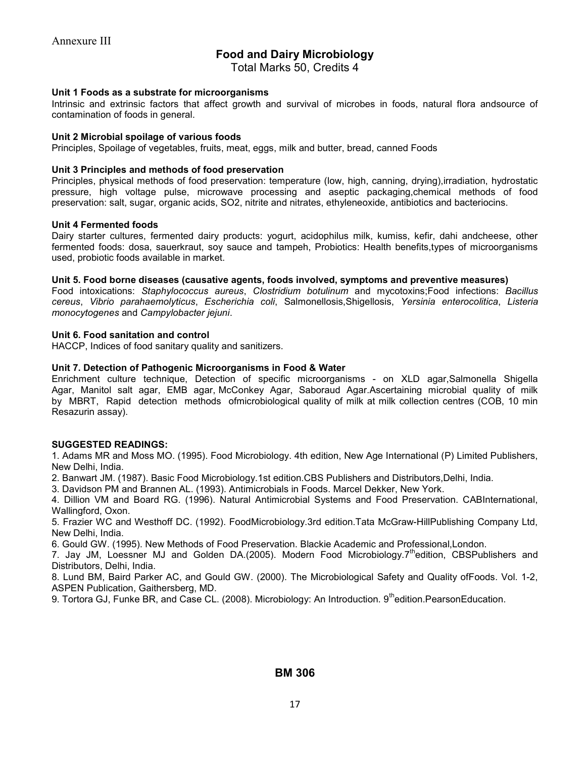Annexure III

# Food and Dairy Microbiology

Total Marks 50, Credits 4

**Unit 1 Foods as a substrate for microorganisms**

Intrinsic and extrinsic factors that affect growth and survival of microbes in foods, natural flora andsource of contamination of foods in general.

**Unit 2 Microbial spoilage of various foods**

Principles, Spoilage of vegetables, fruits, meat, eggs, milk and butter, bread, canned Foods

**Unit 3 Principles and methods of food preservation**

Principles, physical methods of food preservation: temperature (low, high, canning, drying),irradiation, hydrostatic pressure, high voltage pulse, microwave processing and aseptic packaging,chemical methods of food preservation: salt, sugar, organic acids, SO2, nitrite and nitrates, ethyleneoxide, antibiotics and bacteriocins.

**Unit 4 Fermented foods**

Dairy starter cultures, fermented dairy products: yogurt, acidophilus milk, kumiss, kefir, dahi andcheese, other fermented foods: dosa, sauerkraut, soy sauce and tampeh, Probiotics: Health benefits,types of microorganisms used, probiotic foods available in market.

**Unit 5. Food borne diseases (causative agents, foods involved, symptoms and preventive measures)**

Food intoxications: *Staphylococcus aureus*, *Clostridium botulinum* and mycotoxins;Food infections: *Bacillus cereus*, *Vibrio parahaemolyticus*, *Escherichia coli*, Salmonellosis,Shigellosis, *Yersinia enterocolitica*, *Listeria monocytogenes* and *Campylobacter jejuni*.

**Unit 6. Food sanitation and control**

HACCP, Indices of food sanitary quality and sanitizers.

**Unit 7. Detection of Pathogenic Microorganisms in Food & Water**

Enrichment culture technique, Detection of specific microorganisms - on XLD agar,Salmonella Shigella Agar, Manitol salt agar, EMB agar, McConkey Agar, Saboraud Agar.Ascertaining microbial quality of milk by MBRT, Rapid detection methods ofmicrobiological quality of milk at milk collection centres (COB, 10 min Resazurin assay).

**SUGGESTED READINGS:**

1. Adams MR and Moss MO. (1995). Food Microbiology. 4th edition, New Age International (P) Limited Publishers, New Delhi, India.
2. Banwart JM. (1987). Basic Food Microbiology.1st edition.CBS Publishers and Distributors,Delhi, India.
3. Davidson PM and Brannen AL. (1993). Antimicrobials in Foods. Marcel Dekker, New York.
4. Dillion VM and Board RG. (1996). Natural Antimicrobial Systems and Food Preservation. CABInternational, Wallingford, Oxon.
5. Frazier WC and Westhoff DC. (1992). FoodMicrobiology.3rd edition.Tata McGraw-HillPublishing Company Ltd, New Delhi, India.
6. Gould GW. (1995). New Methods of Food Preservation. Blackie Academic and Professional,London.
7. Jay JM, Loessner MJ and Golden DA.(2005). Modern Food Microbiology.7th edition, CBSPublishers and Distributors, Delhi, India.
8. Lund BM, Baird Parker AC, and Gould GW. (2000). The Microbiological Safety and Quality ofFoods. Vol. 1-2, ASPEN Publication, Gaithersberg, MD.
9. Tortora GJ, Funke BR, and Case CL. (2008). Microbiology: An Introduction. 9th edition.PearsonEducation.

**BM 306**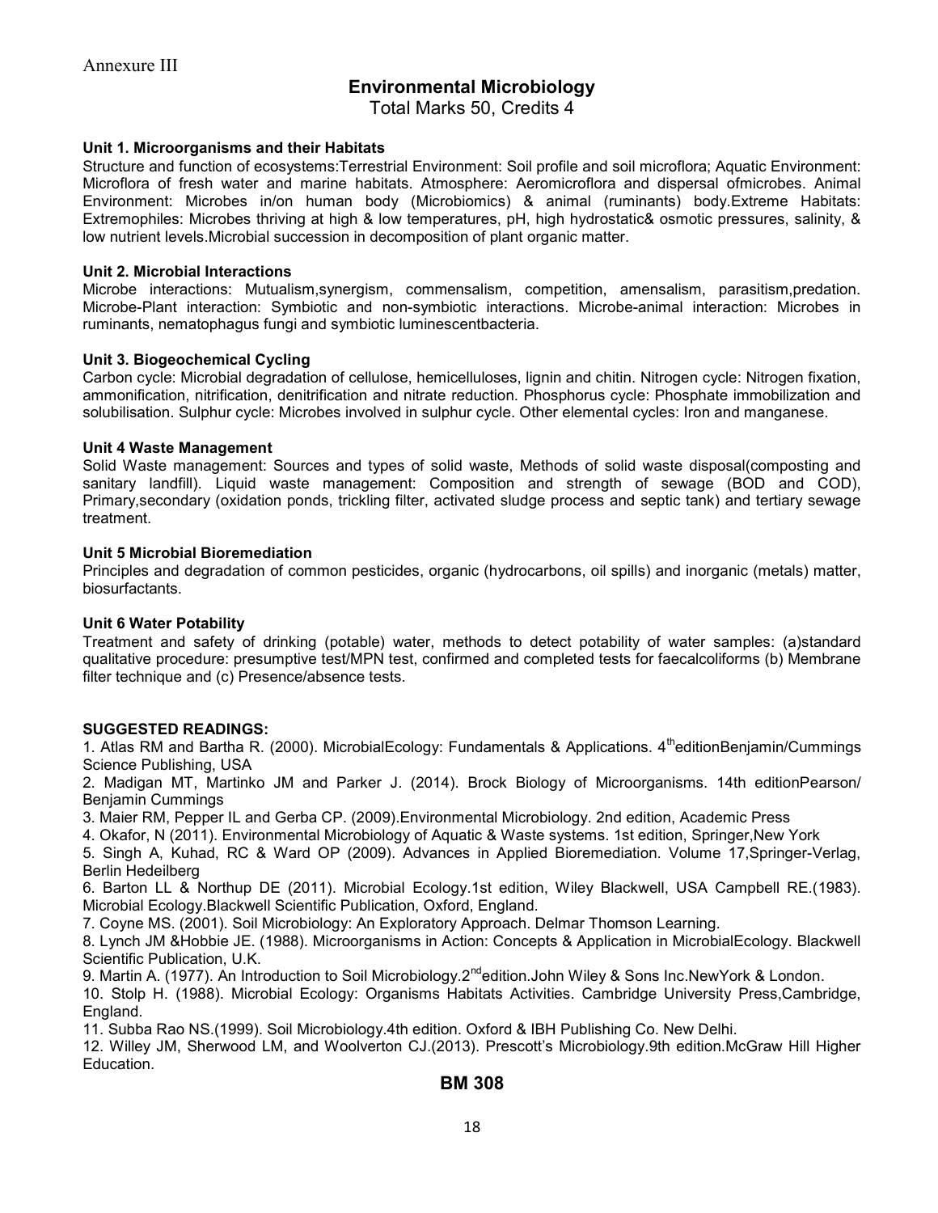Annexure III

# Environmental Microbiology

Total Marks 50, Credits 4

### Unit 1. Microorganisms and their Habitats

Structure and function of ecosystems:Terrestrial Environment: Soil profile and soil microflora; Aquatic Environment: Microflora of fresh water and marine habitats. Atmosphere: Aeromicroflora and dispersal ofmicrobes. Animal Environment: Microbes in/on human body (Microbiomics) & animal (ruminants) body.Extreme Habitats: Extremophiles: Microbes thriving at high & low temperatures, pH, high hydrostatic& osmotic pressures, salinity, & low nutrient levels.Microbial succession in decomposition of plant organic matter.

### Unit 2. Microbial Interactions

Microbe interactions: Mutualism,synergism, commensalism, competition, amensalism, parasitism,predation. Microbe-Plant interaction: Symbiotic and non-symbiotic interactions. Microbe-animal interaction: Microbes in ruminants, nematophagus fungi and symbiotic luminescentbacteria.

### Unit 3. Biogeochemical Cycling

Carbon cycle: Microbial degradation of cellulose, hemicelluloses, lignin and chitin. Nitrogen cycle: Nitrogen fixation, ammonification, nitrification, denitrification and nitrate reduction. Phosphorus cycle: Phosphate immobilization and solubilisation. Sulphur cycle: Microbes involved in sulphur cycle. Other elemental cycles: Iron and manganese.

### Unit 4 Waste Management

Solid Waste management: Sources and types of solid waste, Methods of solid waste disposal(composting and sanitary landfill). Liquid waste management: Composition and strength of sewage (BOD and COD), Primary,secondary (oxidation ponds, trickling filter, activated sludge process and septic tank) and tertiary sewage treatment.

### Unit 5 Microbial Bioremediation

Principles and degradation of common pesticides, organic (hydrocarbons, oil spills) and inorganic (metals) matter, biosurfactants.

### Unit 6 Water Potability

Treatment and safety of drinking (potable) water, methods to detect potability of water samples: (a)standard qualitative procedure: presumptive test/MPN test, confirmed and completed tests for faecalcoliforms (b) Membrane filter technique and (c) Presence/absence tests.

### SUGGESTED READINGS:

1. Atlas RM and Bartha R. (2000). MicrobialEcology: Fundamentals & Applications. 4theditionBenjamin/Cummings Science Publishing, USA
2. Madigan MT, Martinko JM and Parker J. (2014). Brock Biology of Microorganisms. 14th editionPearson/ Benjamin Cummings
3. Maier RM, Pepper IL and Gerba CP. (2009).Environmental Microbiology. 2nd edition, Academic Press
4. Okafor, N (2011). Environmental Microbiology of Aquatic & Waste systems. 1st edition, Springer,New York
5. Singh A, Kuhad, RC & Ward OP (2009). Advances in Applied Bioremediation. Volume 17,Springer-Verlag, Berlin Hedeilberg
6. Barton LL & Northup DE (2011). Microbial Ecology.1st edition, Wiley Blackwell, USA Campbell RE.(1983). Microbial Ecology.Blackwell Scientific Publication, Oxford, England.
7. Coyne MS. (2001). Soil Microbiology: An Exploratory Approach. Delmar Thomson Learning.
8. Lynch JM &Hobbie JE. (1988). Microorganisms in Action: Concepts & Application in MicrobialEcology. Blackwell Scientific Publication, U.K.
9. Martin A. (1977). An Introduction to Soil Microbiology.2ndedition.John Wiley & Sons Inc.NewYork & London.
10. Stolp H. (1988). Microbial Ecology: Organisms Habitats Activities. Cambridge University Press,Cambridge, England.
11. Subba Rao NS.(1999). Soil Microbiology.4th edition. Oxford & IBH Publishing Co. New Delhi.
12. Willey JM, Sherwood LM, and Woolverton CJ.(2013). Prescott's Microbiology.9th edition.McGraw Hill Higher Education.

## BM 308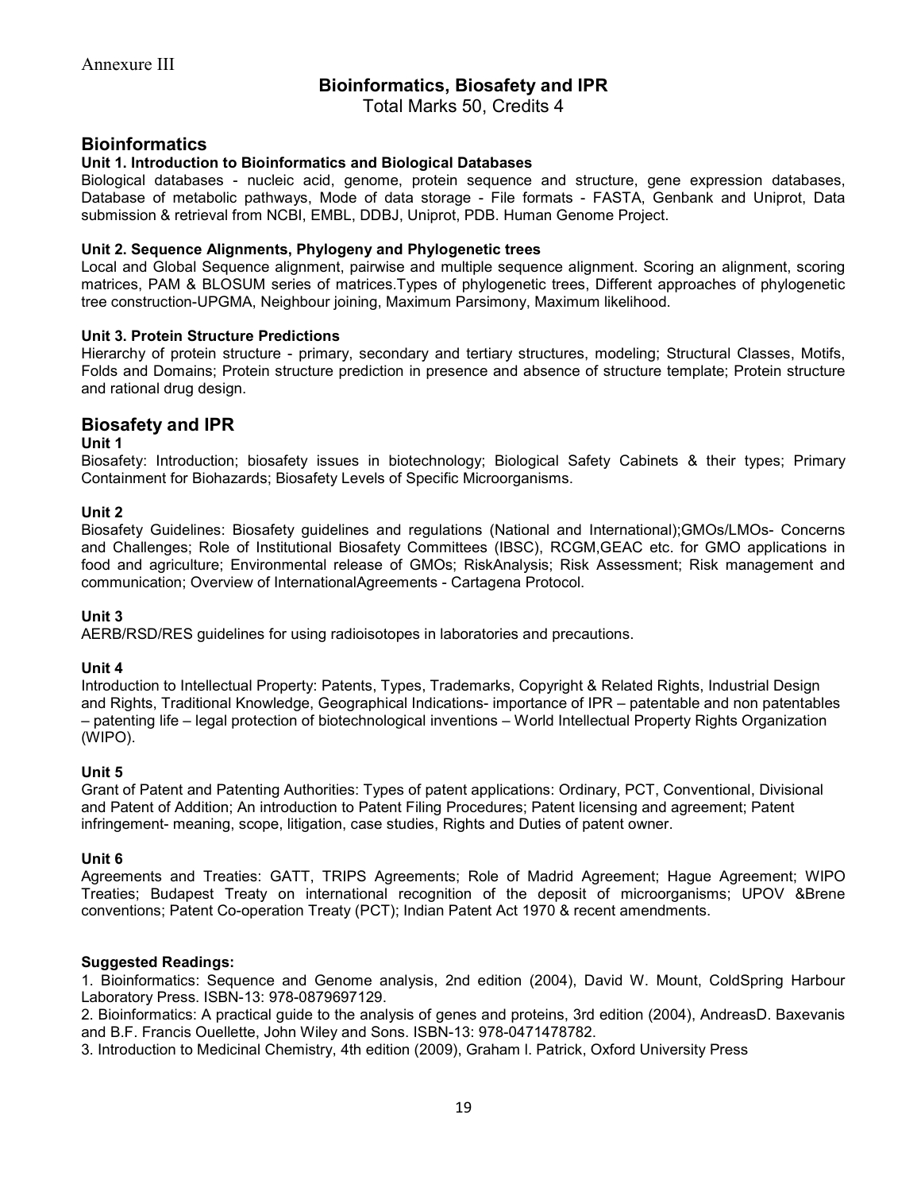Annexure III

# Bioinformatics, Biosafety and IPR

Total Marks 50, Credits 4

## Bioinformatics

### Unit 1. Introduction to Bioinformatics and Biological Databases

Biological databases - nucleic acid, genome, protein sequence and structure, gene expression databases, Database of metabolic pathways, Mode of data storage - File formats - FASTA, Genbank and Uniprot, Data submission & retrieval from NCBI, EMBL, DDBJ, Uniprot, PDB. Human Genome Project.

### Unit 2. Sequence Alignments, Phylogeny and Phylogenetic trees

Local and Global Sequence alignment, pairwise and multiple sequence alignment. Scoring an alignment, scoring matrices, PAM & BLOSUM series of matrices.Types of phylogenetic trees, Different approaches of phylogenetic tree construction-UPGMA, Neighbour joining, Maximum Parsimony, Maximum likelihood.

### Unit 3. Protein Structure Predictions

Hierarchy of protein structure - primary, secondary and tertiary structures, modeling; Structural Classes, Motifs, Folds and Domains; Protein structure prediction in presence and absence of structure template; Protein structure and rational drug design.

## Biosafety and IPR

### Unit 1

Biosafety: Introduction; biosafety issues in biotechnology; Biological Safety Cabinets & their types; Primary Containment for Biohazards; Biosafety Levels of Specific Microorganisms.

### Unit 2

Biosafety Guidelines: Biosafety guidelines and regulations (National and International);GMOs/LMOs- Concerns and Challenges; Role of Institutional Biosafety Committees (IBSC), RCGM,GEAC etc. for GMO applications in food and agriculture; Environmental release of GMOs; RiskAnalysis; Risk Assessment; Risk management and communication; Overview of InternationalAgreements - Cartagena Protocol.

### Unit 3

AERB/RSD/RES guidelines for using radioisotopes in laboratories and precautions.

### Unit 4

Introduction to Intellectual Property: Patents, Types, Trademarks, Copyright & Related Rights, Industrial Design and Rights, Traditional Knowledge, Geographical Indications- importance of IPR – patentable and non patentables – patenting life – legal protection of biotechnological inventions – World Intellectual Property Rights Organization (WIPO).

### Unit 5

Grant of Patent and Patenting Authorities: Types of patent applications: Ordinary, PCT, Conventional, Divisional and Patent of Addition; An introduction to Patent Filing Procedures; Patent licensing and agreement; Patent infringement- meaning, scope, litigation, case studies, Rights and Duties of patent owner.

### Unit 6

Agreements and Treaties: GATT, TRIPS Agreements; Role of Madrid Agreement; Hague Agreement; WIPO Treaties; Budapest Treaty on international recognition of the deposit of microorganisms; UPOV &Brene conventions; Patent Co-operation Treaty (PCT); Indian Patent Act 1970 & recent amendments.

### Suggested Readings:

1. Bioinformatics: Sequence and Genome analysis, 2nd edition (2004), David W. Mount, ColdSpring Harbour Laboratory Press. ISBN-13: 978-0879697129.
2. Bioinformatics: A practical guide to the analysis of genes and proteins, 3rd edition (2004), AndreasD. Baxevanis and B.F. Francis Ouellette, John Wiley and Sons. ISBN-13: 978-0471478782.
3. Introduction to Medicinal Chemistry, 4th edition (2009), Graham I. Patrick, Oxford University Press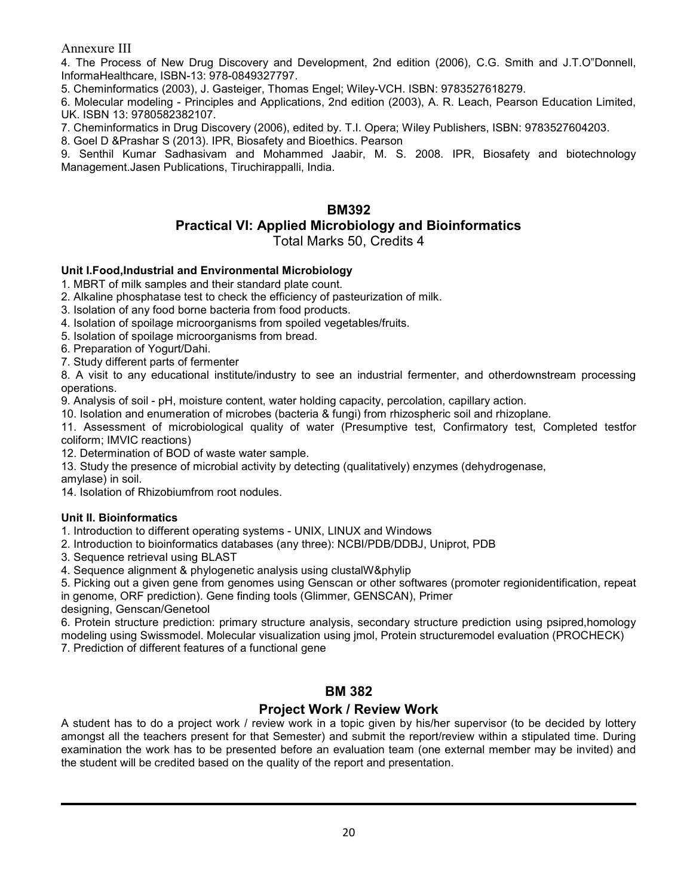Annexure III

4. The Process of New Drug Discovery and Development, 2nd edition (2006), C.G. Smith and J.T.O"Donnell, InformaHealthcare, ISBN-13: 978-0849327797.
5. Cheminformatics (2003), J. Gasteiger, Thomas Engel; Wiley-VCH. ISBN: 9783527618279.
6. Molecular modeling - Principles and Applications, 2nd edition (2003), A. R. Leach, Pearson Education Limited, UK. ISBN 13: 9780582382107.
7. Cheminformatics in Drug Discovery (2006), edited by. T.I. Opera; Wiley Publishers, ISBN: 9783527604203.
8. Goel D &Prashar S (2013). IPR, Biosafety and Bioethics. Pearson
9. Senthil Kumar Sadhasivam and Mohammed Jaabir, M. S. 2008. IPR, Biosafety and biotechnology Management.Jasen Publications, Tiruchirappalli, India.

## BM392

## Practical VI: Applied Microbiology and Bioinformatics

Total Marks 50, Credits 4

**Unit I.Food,Industrial and Environmental Microbiology**

1. MBRT of milk samples and their standard plate count.
2. Alkaline phosphatase test to check the efficiency of pasteurization of milk.
3. Isolation of any food borne bacteria from food products.
4. Isolation of spoilage microorganisms from spoiled vegetables/fruits.
5. Isolation of spoilage microorganisms from bread.
6. Preparation of Yogurt/Dahi.
7. Study different parts of fermenter
8. A visit to any educational institute/industry to see an industrial fermenter, and otherdownstream processing operations.
9. Analysis of soil - pH, moisture content, water holding capacity, percolation, capillary action.
10. Isolation and enumeration of microbes (bacteria & fungi) from rhizospheric soil and rhizoplane.
11. Assessment of microbiological quality of water (Presumptive test, Confirmatory test, Completed testfor coliform; IMVIC reactions)
12. Determination of BOD of waste water sample.
13. Study the presence of microbial activity by detecting (qualitatively) enzymes (dehydrogenase, amylase) in soil.
14. Isolation of Rhizobiumfrom root nodules.

**Unit II. Bioinformatics**

1. Introduction to different operating systems - UNIX, LINUX and Windows
2. Introduction to bioinformatics databases (any three): NCBI/PDB/DDBJ, Uniprot, PDB
3. Sequence retrieval using BLAST
4. Sequence alignment & phylogenetic analysis using clustalW&phylip
5. Picking out a given gene from genomes using Genscan or other softwares (promoter regionidentification, repeat in genome, ORF prediction). Gene finding tools (Glimmer, GENSCAN), Primer designing, Genscan/Genetool
6. Protein structure prediction: primary structure analysis, secondary structure prediction using psipred,homology modeling using Swissmodel. Molecular visualization using jmol, Protein structuremodel evaluation (PROCHECK)
7. Prediction of different features of a functional gene

## BM 382

## Project Work / Review Work

A student has to do a project work / review work in a topic given by his/her supervisor (to be decided by lottery amongst all the teachers present for that Semester) and submit the report/review within a stipulated time. During examination the work has to be presented before an evaluation team (one external member may be invited) and the student will be credited based on the quality of the report and presentation.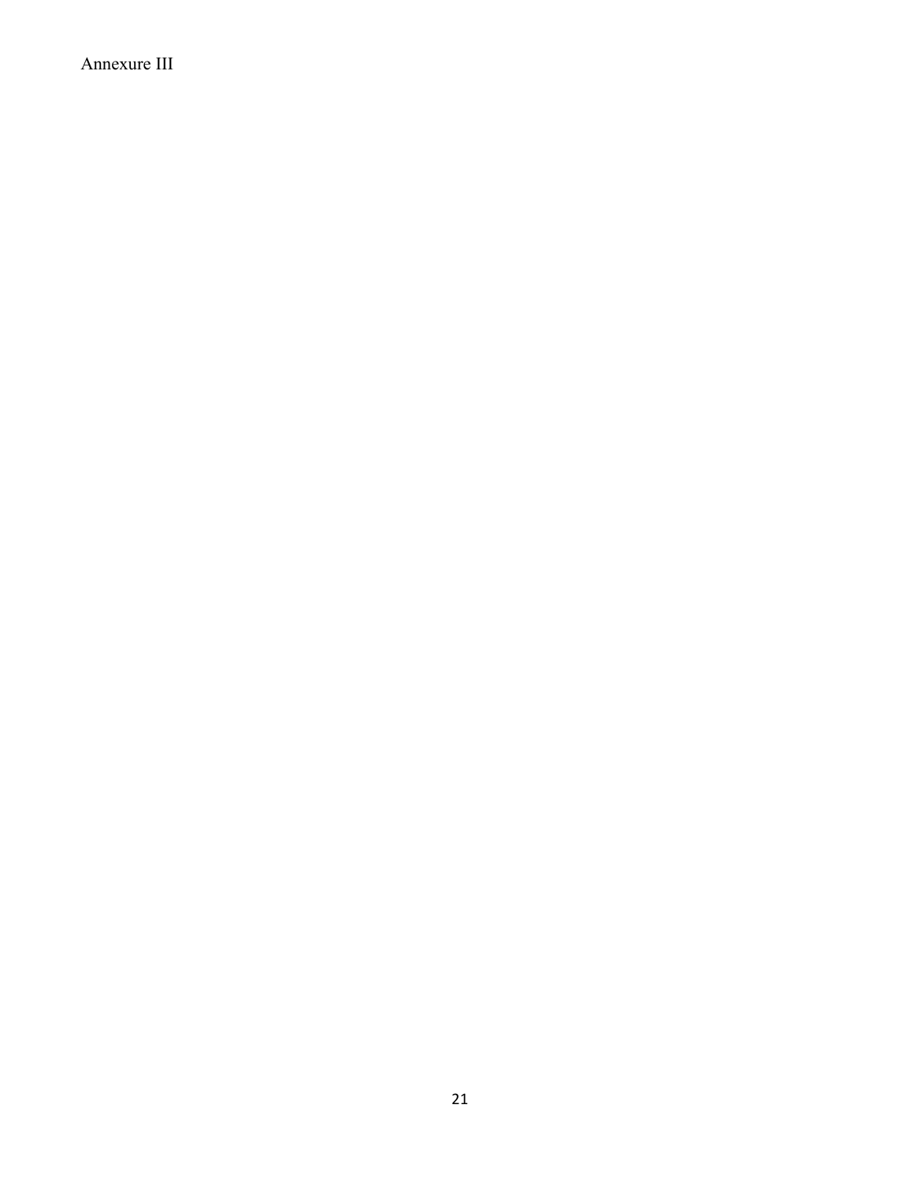Annexure III